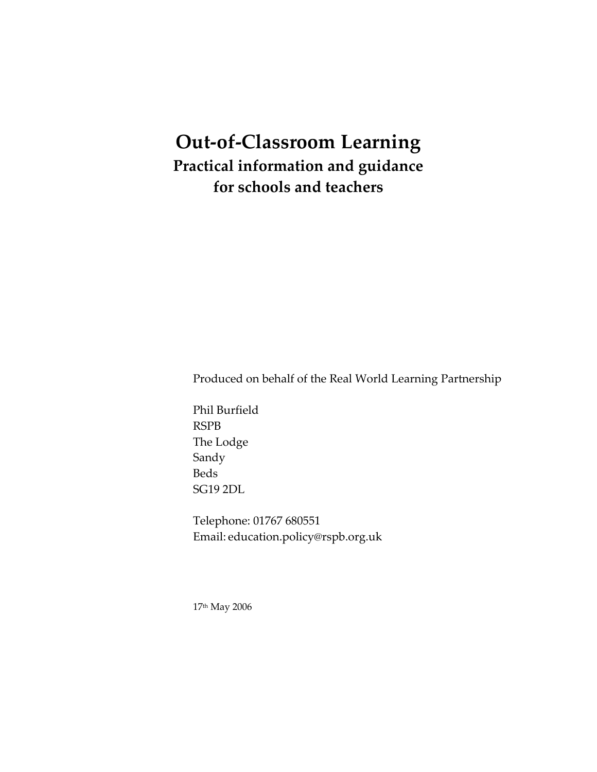# Out-of-Classroom Learning

## Practical information and guidance for schools and teachers

Produced on behalf of the Real World Learning Partnership

Phil Burfield  
RSPB  
The Lodge  
Sandy  
Beds  
SG19 2DL

Telephone: 01767 680551  
Email: education.policy@rspb.org.uk

17th May 2006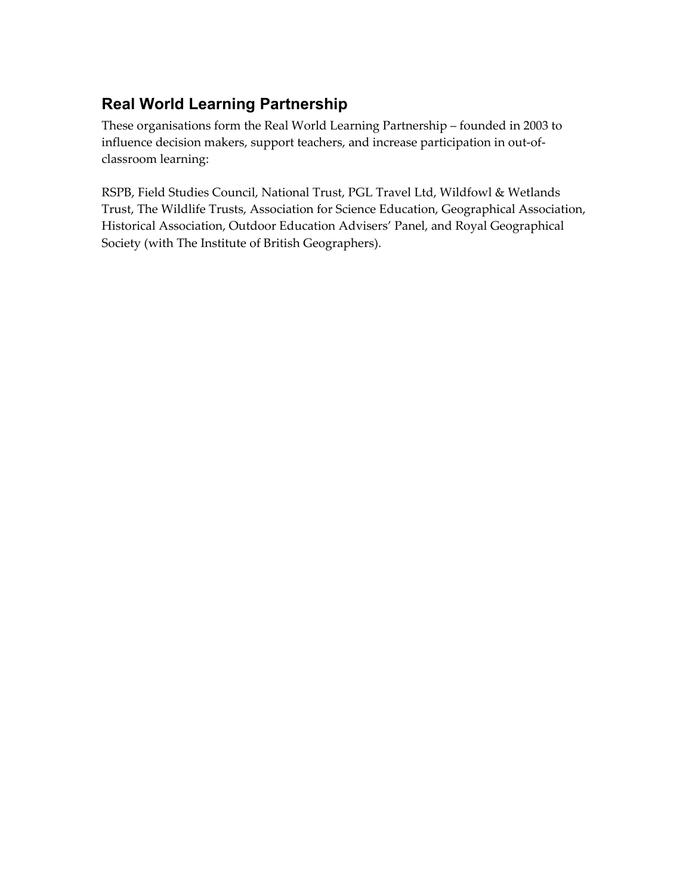## Real World Learning Partnership

These organisations form the Real World Learning Partnership – founded in 2003 to influence decision makers, support teachers, and increase participation in out-of-classroom learning:

RSPB, Field Studies Council, National Trust, PGL Travel Ltd, Wildfowl & Wetlands Trust, The Wildlife Trusts, Association for Science Education, Geographical Association, Historical Association, Outdoor Education Advisers' Panel, and Royal Geographical Society (with The Institute of British Geographers).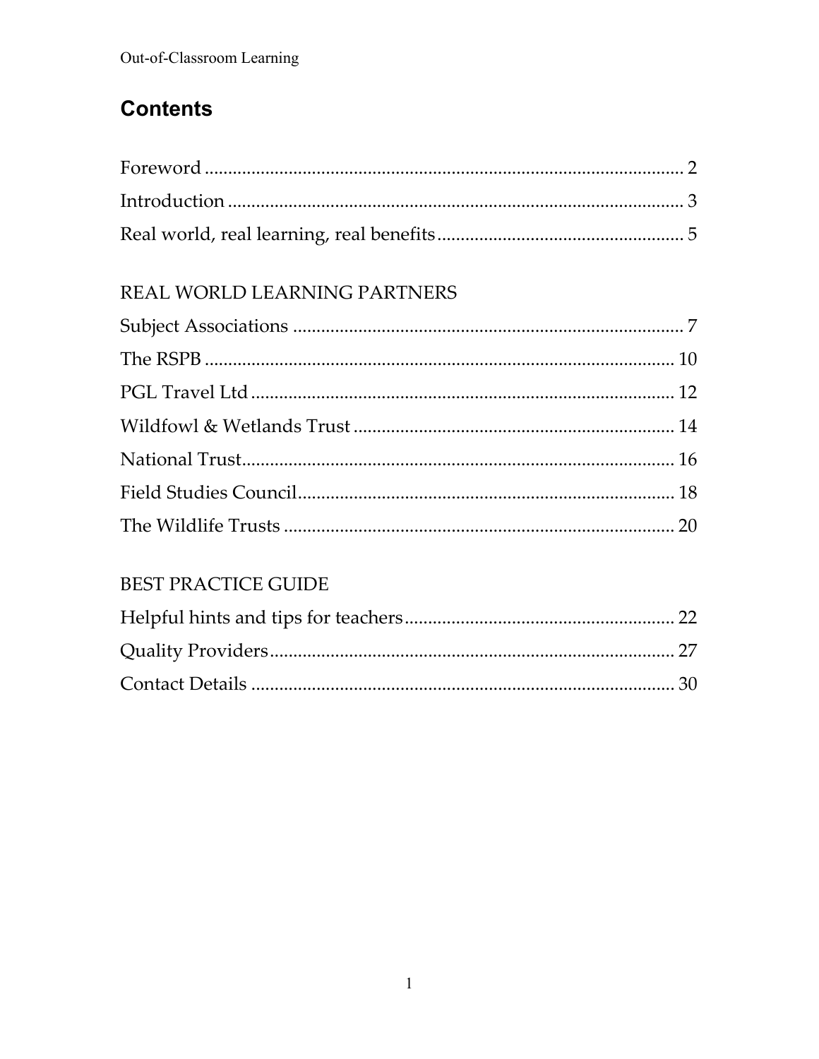# Contents

Foreword ........................................................................................................ 2
Introduction ................................................................................................... 3
Real world, real learning, real benefits ..................................................... 5

REAL WORLD LEARNING PARTNERS

Subject Associations ................................................................................... 7
The RSPB ..................................................................................................... 10
PGL Travel Ltd ............................................................................................ 12
Wildfowl & Wetlands Trust ..................................................................... 14
National Trust............................................................................................. 16
Field Studies Council................................................................................. 18
The Wildlife Trusts .................................................................................... 20

BEST PRACTICE GUIDE

Helpful hints and tips for teachers.......................................................... 22
Quality Providers....................................................................................... 27
Contact Details ........................................................................................... 30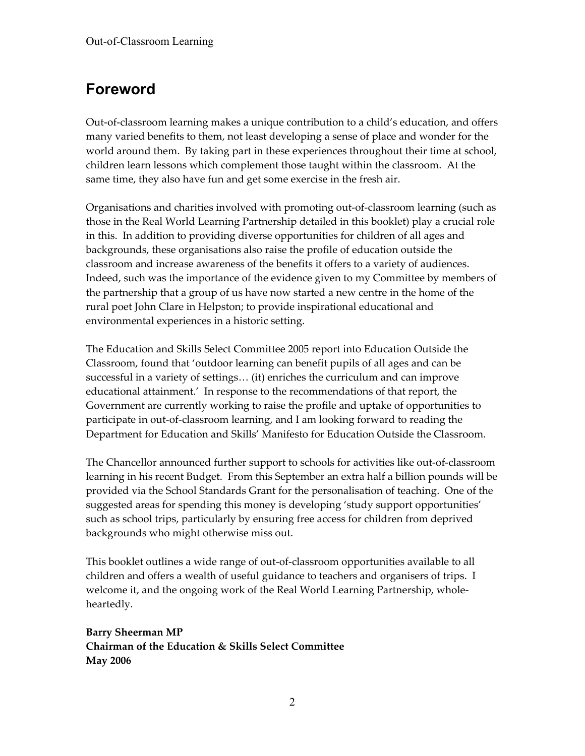## Foreword

Out-of-classroom learning makes a unique contribution to a child's education, and offers many varied benefits to them, not least developing a sense of place and wonder for the world around them. By taking part in these experiences throughout their time at school, children learn lessons which complement those taught within the classroom. At the same time, they also have fun and get some exercise in the fresh air.

Organisations and charities involved with promoting out-of-classroom learning (such as those in the Real World Learning Partnership detailed in this booklet) play a crucial role in this. In addition to providing diverse opportunities for children of all ages and backgrounds, these organisations also raise the profile of education outside the classroom and increase awareness of the benefits it offers to a variety of audiences. Indeed, such was the importance of the evidence given to my Committee by members of the partnership that a group of us have now started a new centre in the home of the rural poet John Clare in Helpston; to provide inspirational educational and environmental experiences in a historic setting.

The Education and Skills Select Committee 2005 report into Education Outside the Classroom, found that 'outdoor learning can benefit pupils of all ages and can be successful in a variety of settings… (it) enriches the curriculum and can improve educational attainment.' In response to the recommendations of that report, the Government are currently working to raise the profile and uptake of opportunities to participate in out-of-classroom learning, and I am looking forward to reading the Department for Education and Skills' Manifesto for Education Outside the Classroom.

The Chancellor announced further support to schools for activities like out-of-classroom learning in his recent Budget. From this September an extra half a billion pounds will be provided via the School Standards Grant for the personalisation of teaching. One of the suggested areas for spending this money is developing 'study support opportunities' such as school trips, particularly by ensuring free access for children from deprived backgrounds who might otherwise miss out.

This booklet outlines a wide range of out-of-classroom opportunities available to all children and offers a wealth of useful guidance to teachers and organisers of trips. I welcome it, and the ongoing work of the Real World Learning Partnership, whole-heartedly.

**Barry Sheerman MP**
**Chairman of the Education & Skills Select Committee**
**May 2006**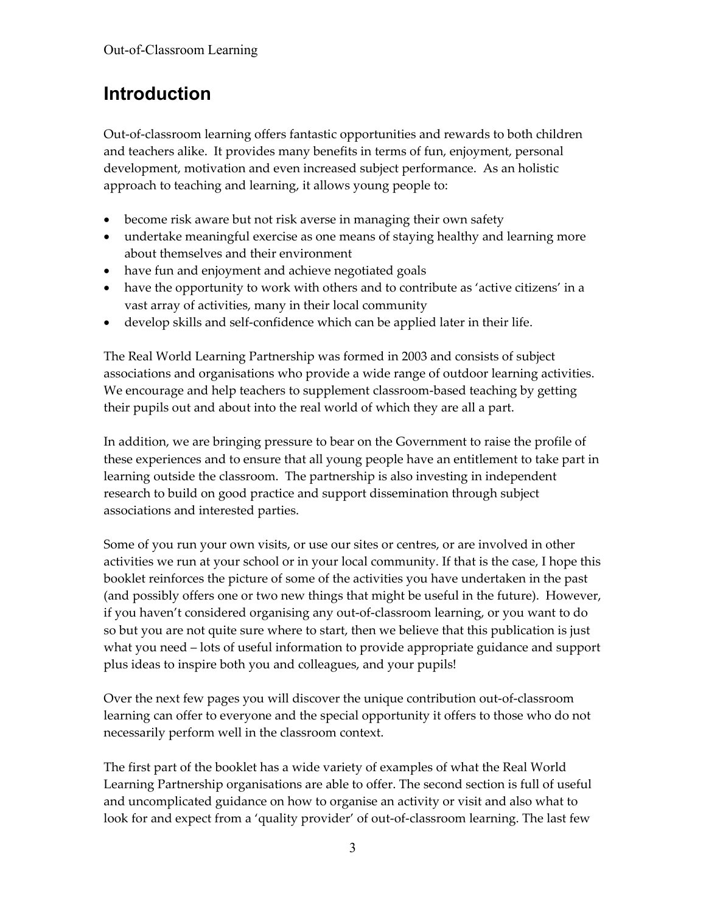# Introduction

Out-of-classroom learning offers fantastic opportunities and rewards to both children and teachers alike. It provides many benefits in terms of fun, enjoyment, personal development, motivation and even increased subject performance. As an holistic approach to teaching and learning, it allows young people to:

- become risk aware but not risk averse in managing their own safety
- undertake meaningful exercise as one means of staying healthy and learning more about themselves and their environment
- have fun and enjoyment and achieve negotiated goals
- have the opportunity to work with others and to contribute as 'active citizens' in a vast array of activities, many in their local community
- develop skills and self-confidence which can be applied later in their life.

The Real World Learning Partnership was formed in 2003 and consists of subject associations and organisations who provide a wide range of outdoor learning activities. We encourage and help teachers to supplement classroom-based teaching by getting their pupils out and about into the real world of which they are all a part.

In addition, we are bringing pressure to bear on the Government to raise the profile of these experiences and to ensure that all young people have an entitlement to take part in learning outside the classroom. The partnership is also investing in independent research to build on good practice and support dissemination through subject associations and interested parties.

Some of you run your own visits, or use our sites or centres, or are involved in other activities we run at your school or in your local community. If that is the case, I hope this booklet reinforces the picture of some of the activities you have undertaken in the past (and possibly offers one or two new things that might be useful in the future). However, if you haven't considered organising any out-of-classroom learning, or you want to do so but you are not quite sure where to start, then we believe that this publication is just what you need – lots of useful information to provide appropriate guidance and support plus ideas to inspire both you and colleagues, and your pupils!

Over the next few pages you will discover the unique contribution out-of-classroom learning can offer to everyone and the special opportunity it offers to those who do not necessarily perform well in the classroom context.

The first part of the booklet has a wide variety of examples of what the Real World Learning Partnership organisations are able to offer. The second section is full of useful and uncomplicated guidance on how to organise an activity or visit and also what to look for and expect from a 'quality provider' of out-of-classroom learning. The last few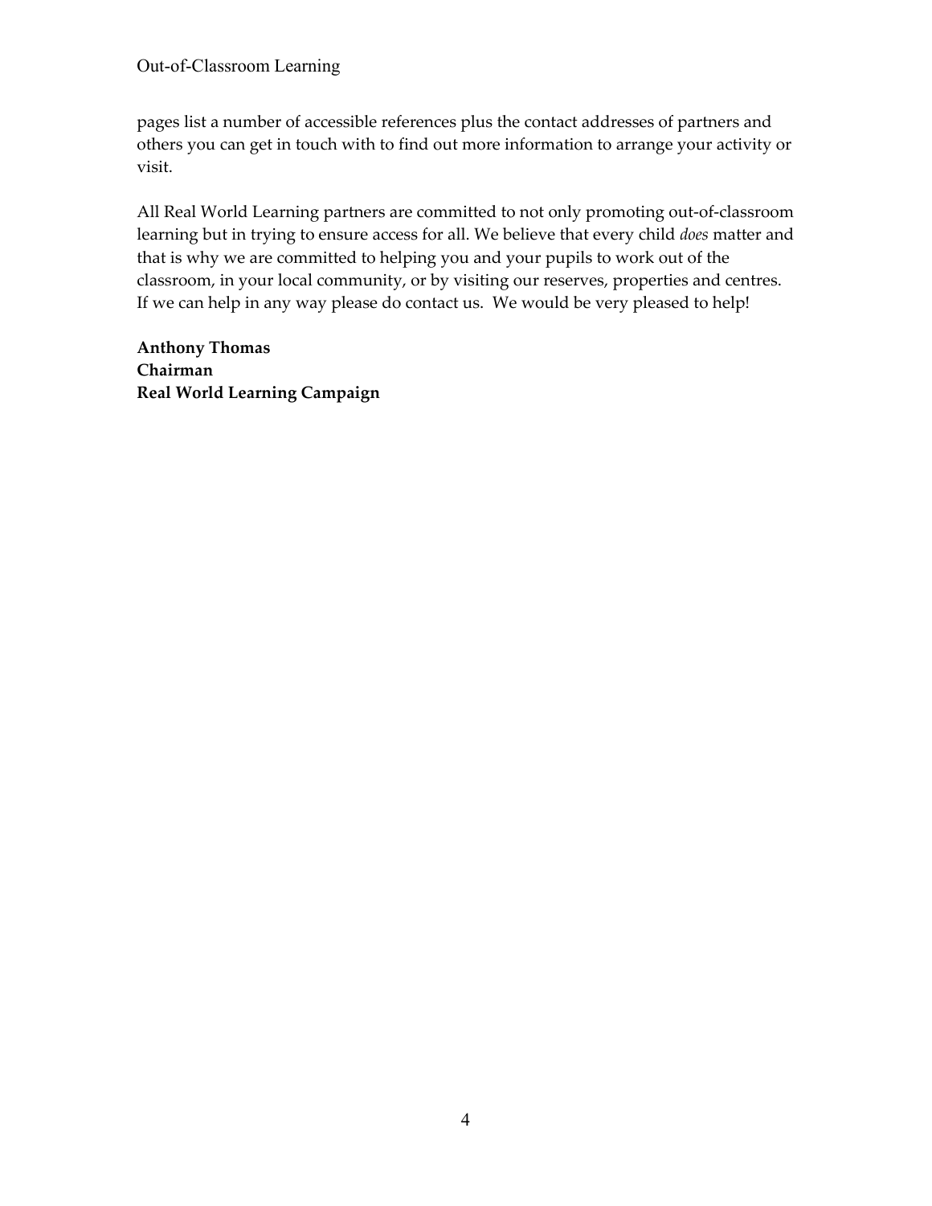pages list a number of accessible references plus the contact addresses of partners and others you can get in touch with to find out more information to arrange your activity or visit.

All Real World Learning partners are committed to not only promoting out-of-classroom learning but in trying to ensure access for all. We believe that every child *does* matter and that is why we are committed to helping you and your pupils to work out of the classroom, in your local community, or by visiting our reserves, properties and centres. If we can help in any way please do contact us. We would be very pleased to help!

**Anthony Thomas**
**Chairman**
**Real World Learning Campaign**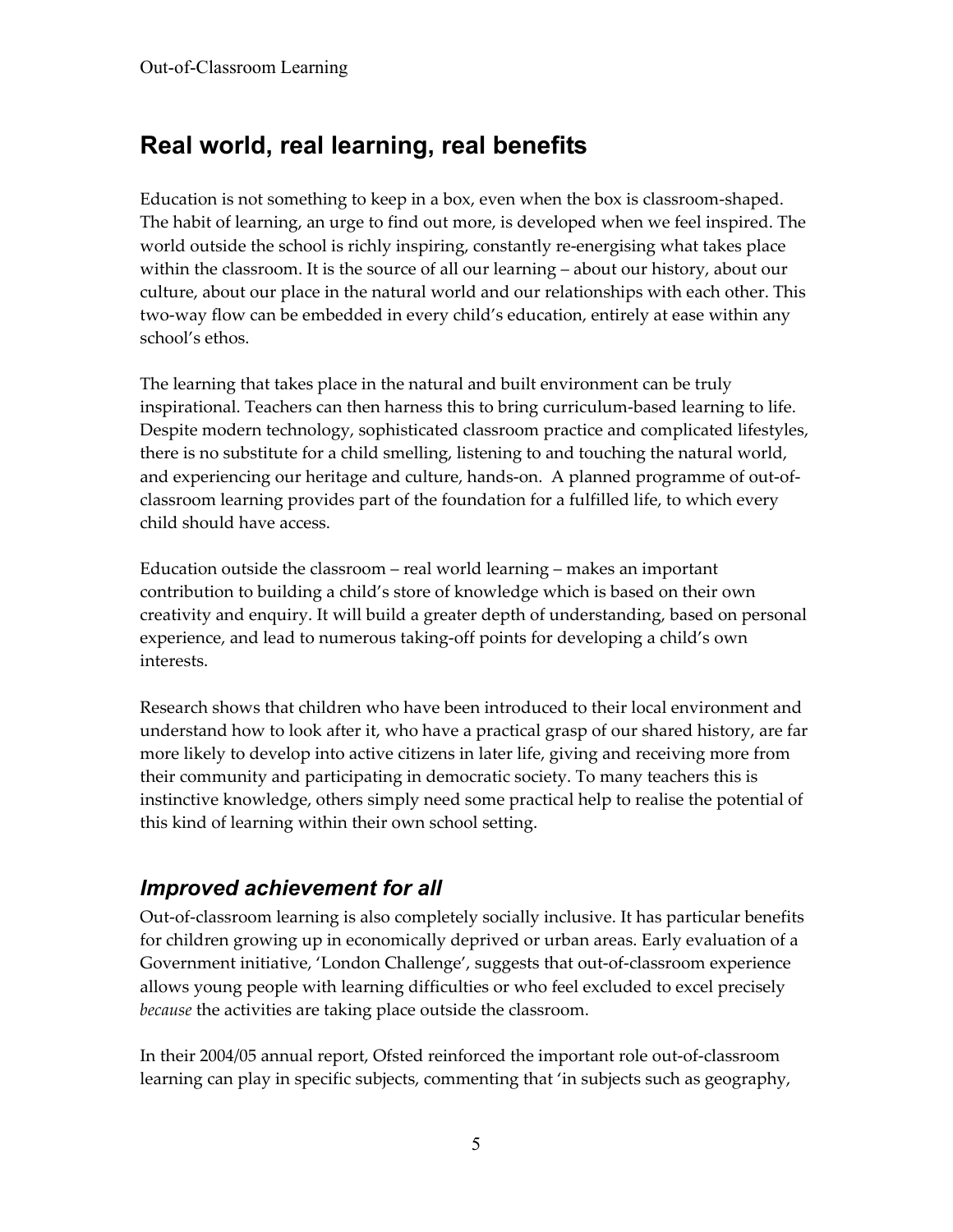## Real world, real learning, real benefits

Education is not something to keep in a box, even when the box is classroom-shaped. The habit of learning, an urge to find out more, is developed when we feel inspired. The world outside the school is richly inspiring, constantly re-energising what takes place within the classroom. It is the source of all our learning – about our history, about our culture, about our place in the natural world and our relationships with each other. This two-way flow can be embedded in every child's education, entirely at ease within any school's ethos.

The learning that takes place in the natural and built environment can be truly inspirational. Teachers can then harness this to bring curriculum-based learning to life. Despite modern technology, sophisticated classroom practice and complicated lifestyles, there is no substitute for a child smelling, listening to and touching the natural world, and experiencing our heritage and culture, hands-on. A planned programme of out-of-classroom learning provides part of the foundation for a fulfilled life, to which every child should have access.

Education outside the classroom – real world learning – makes an important contribution to building a child's store of knowledge which is based on their own creativity and enquiry. It will build a greater depth of understanding, based on personal experience, and lead to numerous taking-off points for developing a child's own interests.

Research shows that children who have been introduced to their local environment and understand how to look after it, who have a practical grasp of our shared history, are far more likely to develop into active citizens in later life, giving and receiving more from their community and participating in democratic society. To many teachers this is instinctive knowledge, others simply need some practical help to realise the potential of this kind of learning within their own school setting.

### *Improved achievement for all*

Out-of-classroom learning is also completely socially inclusive. It has particular benefits for children growing up in economically deprived or urban areas. Early evaluation of a Government initiative, 'London Challenge', suggests that out-of-classroom experience allows young people with learning difficulties or who feel excluded to excel precisely *because* the activities are taking place outside the classroom.

In their 2004/05 annual report, Ofsted reinforced the important role out-of-classroom learning can play in specific subjects, commenting that 'in subjects such as geography,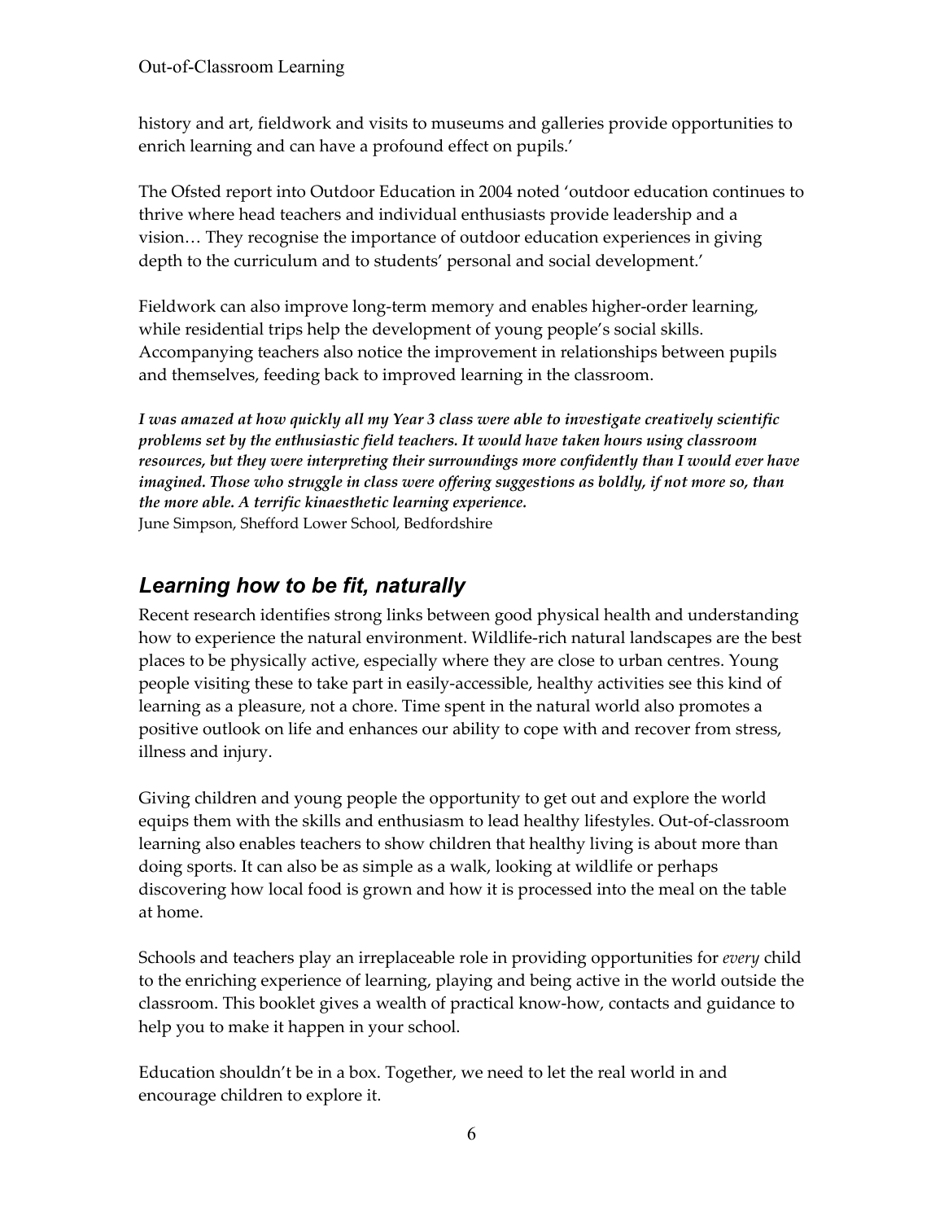history and art, fieldwork and visits to museums and galleries provide opportunities to enrich learning and can have a profound effect on pupils.'

The Ofsted report into Outdoor Education in 2004 noted 'outdoor education continues to thrive where head teachers and individual enthusiasts provide leadership and a vision… They recognise the importance of outdoor education experiences in giving depth to the curriculum and to students' personal and social development.'

Fieldwork can also improve long-term memory and enables higher-order learning, while residential trips help the development of young people's social skills. Accompanying teachers also notice the improvement in relationships between pupils and themselves, feeding back to improved learning in the classroom.

***I was amazed at how quickly all my Year 3 class were able to investigate creatively scientific problems set by the enthusiastic field teachers. It would have taken hours using classroom resources, but they were interpreting their surroundings more confidently than I would ever have imagined. Those who struggle in class were offering suggestions as boldly, if not more so, than the more able. A terrific kinaesthetic learning experience.***
June Simpson, Shefford Lower School, Bedfordshire

## *Learning how to be fit, naturally*

Recent research identifies strong links between good physical health and understanding how to experience the natural environment. Wildlife-rich natural landscapes are the best places to be physically active, especially where they are close to urban centres. Young people visiting these to take part in easily-accessible, healthy activities see this kind of learning as a pleasure, not a chore. Time spent in the natural world also promotes a positive outlook on life and enhances our ability to cope with and recover from stress, illness and injury.

Giving children and young people the opportunity to get out and explore the world equips them with the skills and enthusiasm to lead healthy lifestyles. Out-of-classroom learning also enables teachers to show children that healthy living is about more than doing sports. It can also be as simple as a walk, looking at wildlife or perhaps discovering how local food is grown and how it is processed into the meal on the table at home.

Schools and teachers play an irreplaceable role in providing opportunities for *every* child to the enriching experience of learning, playing and being active in the world outside the classroom. This booklet gives a wealth of practical know-how, contacts and guidance to help you to make it happen in your school.

Education shouldn't be in a box. Together, we need to let the real world in and encourage children to explore it.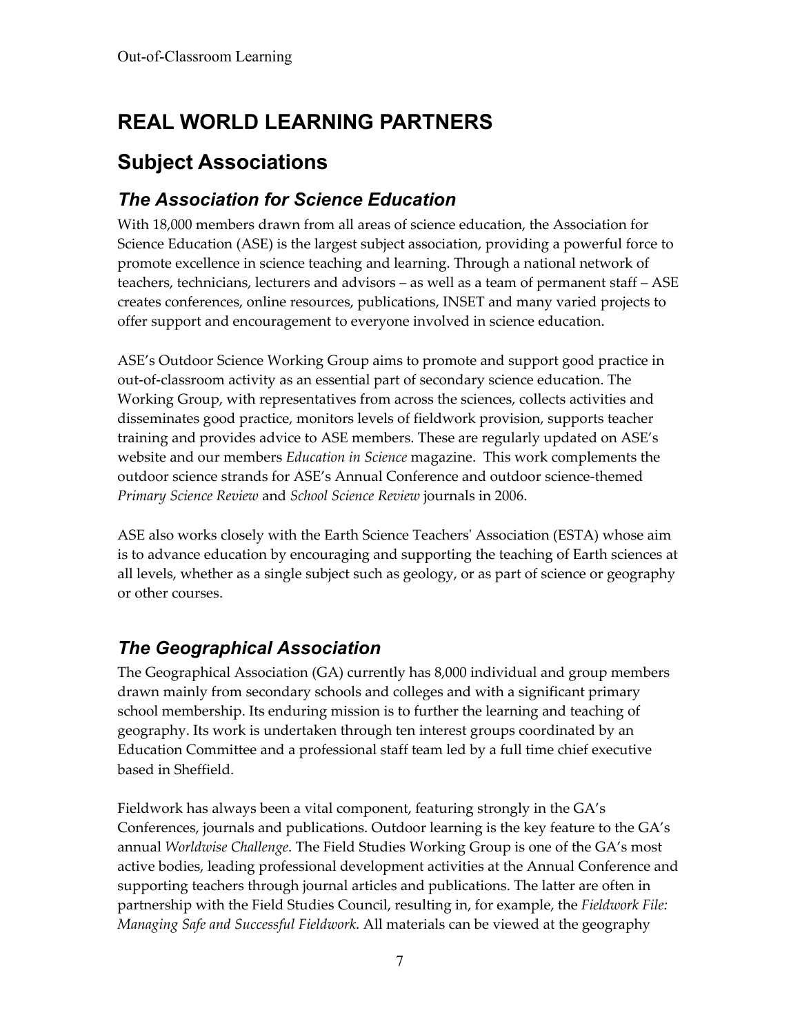# REAL WORLD LEARNING PARTNERS

## Subject Associations

### *The Association for Science Education*

With 18,000 members drawn from all areas of science education, the Association for Science Education (ASE) is the largest subject association, providing a powerful force to promote excellence in science teaching and learning. Through a national network of teachers, technicians, lecturers and advisors – as well as a team of permanent staff – ASE creates conferences, online resources, publications, INSET and many varied projects to offer support and encouragement to everyone involved in science education.

ASE's Outdoor Science Working Group aims to promote and support good practice in out-of-classroom activity as an essential part of secondary science education. The Working Group, with representatives from across the sciences, collects activities and disseminates good practice, monitors levels of fieldwork provision, supports teacher training and provides advice to ASE members. These are regularly updated on ASE's website and our members *Education in Science* magazine. This work complements the outdoor science strands for ASE's Annual Conference and outdoor science-themed *Primary Science Review* and *School Science Review* journals in 2006.

ASE also works closely with the Earth Science Teachers' Association (ESTA) whose aim is to advance education by encouraging and supporting the teaching of Earth sciences at all levels, whether as a single subject such as geology, or as part of science or geography or other courses.

### *The Geographical Association*

The Geographical Association (GA) currently has 8,000 individual and group members drawn mainly from secondary schools and colleges and with a significant primary school membership. Its enduring mission is to further the learning and teaching of geography. Its work is undertaken through ten interest groups coordinated by an Education Committee and a professional staff team led by a full time chief executive based in Sheffield.

Fieldwork has always been a vital component, featuring strongly in the GA's Conferences, journals and publications. Outdoor learning is the key feature to the GA's annual *Worldwise Challenge*. The Field Studies Working Group is one of the GA's most active bodies, leading professional development activities at the Annual Conference and supporting teachers through journal articles and publications. The latter are often in partnership with the Field Studies Council, resulting in, for example, the *Fieldwork File: Managing Safe and Successful Fieldwork*. All materials can be viewed at the geography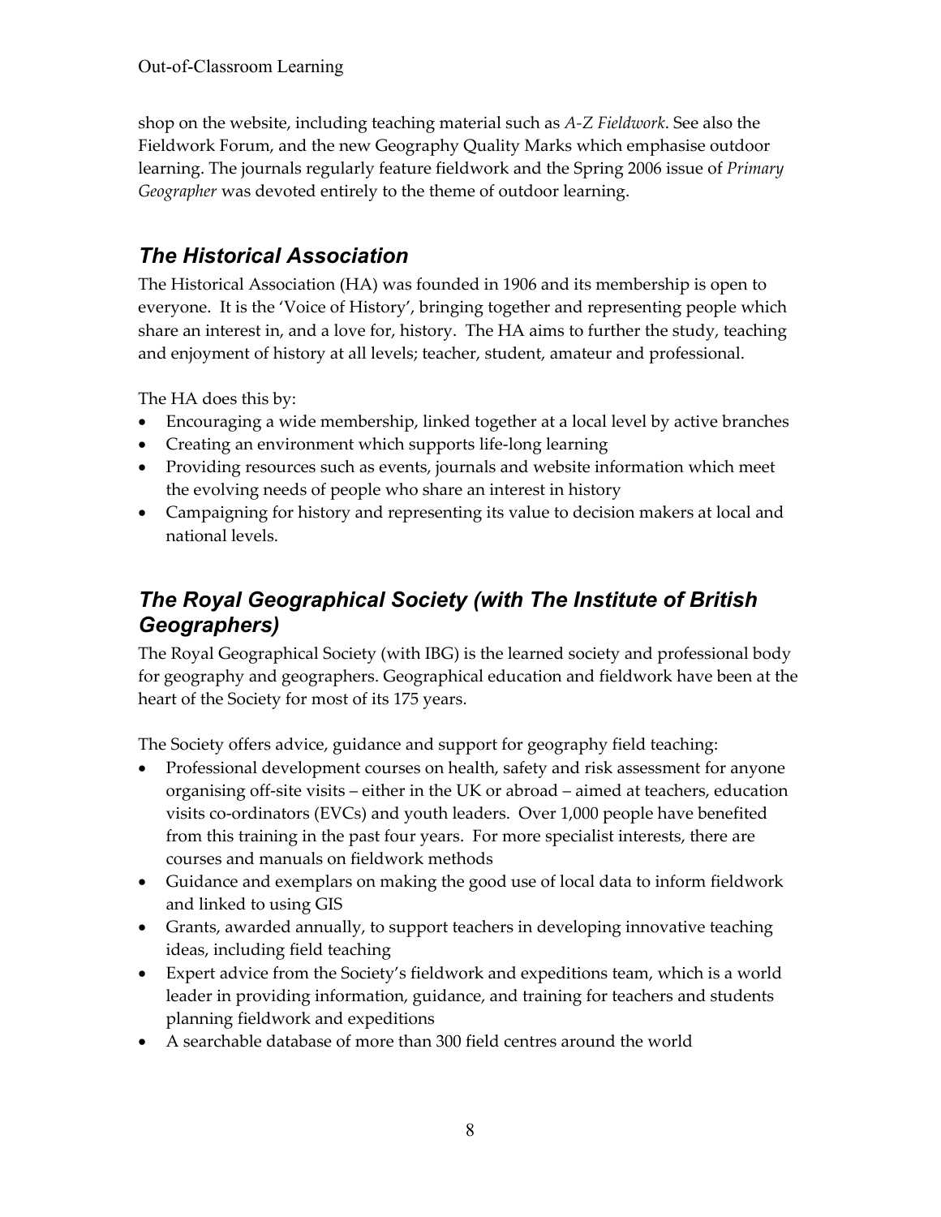shop on the website, including teaching material such as *A-Z Fieldwork*. See also the Fieldwork Forum, and the new Geography Quality Marks which emphasise outdoor learning. The journals regularly feature fieldwork and the Spring 2006 issue of *Primary Geographer* was devoted entirely to the theme of outdoor learning.

## *The Historical Association*

The Historical Association (HA) was founded in 1906 and its membership is open to everyone. It is the 'Voice of History', bringing together and representing people which share an interest in, and a love for, history. The HA aims to further the study, teaching and enjoyment of history at all levels; teacher, student, amateur and professional.

The HA does this by:

- Encouraging a wide membership, linked together at a local level by active branches
- Creating an environment which supports life-long learning
- Providing resources such as events, journals and website information which meet the evolving needs of people who share an interest in history
- Campaigning for history and representing its value to decision makers at local and national levels.

## *The Royal Geographical Society (with The Institute of British Geographers)*

The Royal Geographical Society (with IBG) is the learned society and professional body for geography and geographers. Geographical education and fieldwork have been at the heart of the Society for most of its 175 years.

The Society offers advice, guidance and support for geography field teaching:

- Professional development courses on health, safety and risk assessment for anyone organising off-site visits – either in the UK or abroad – aimed at teachers, education visits co-ordinators (EVCs) and youth leaders. Over 1,000 people have benefited from this training in the past four years. For more specialist interests, there are courses and manuals on fieldwork methods
- Guidance and exemplars on making the good use of local data to inform fieldwork and linked to using GIS
- Grants, awarded annually, to support teachers in developing innovative teaching ideas, including field teaching
- Expert advice from the Society's fieldwork and expeditions team, which is a world leader in providing information, guidance, and training for teachers and students planning fieldwork and expeditions
- A searchable database of more than 300 field centres around the world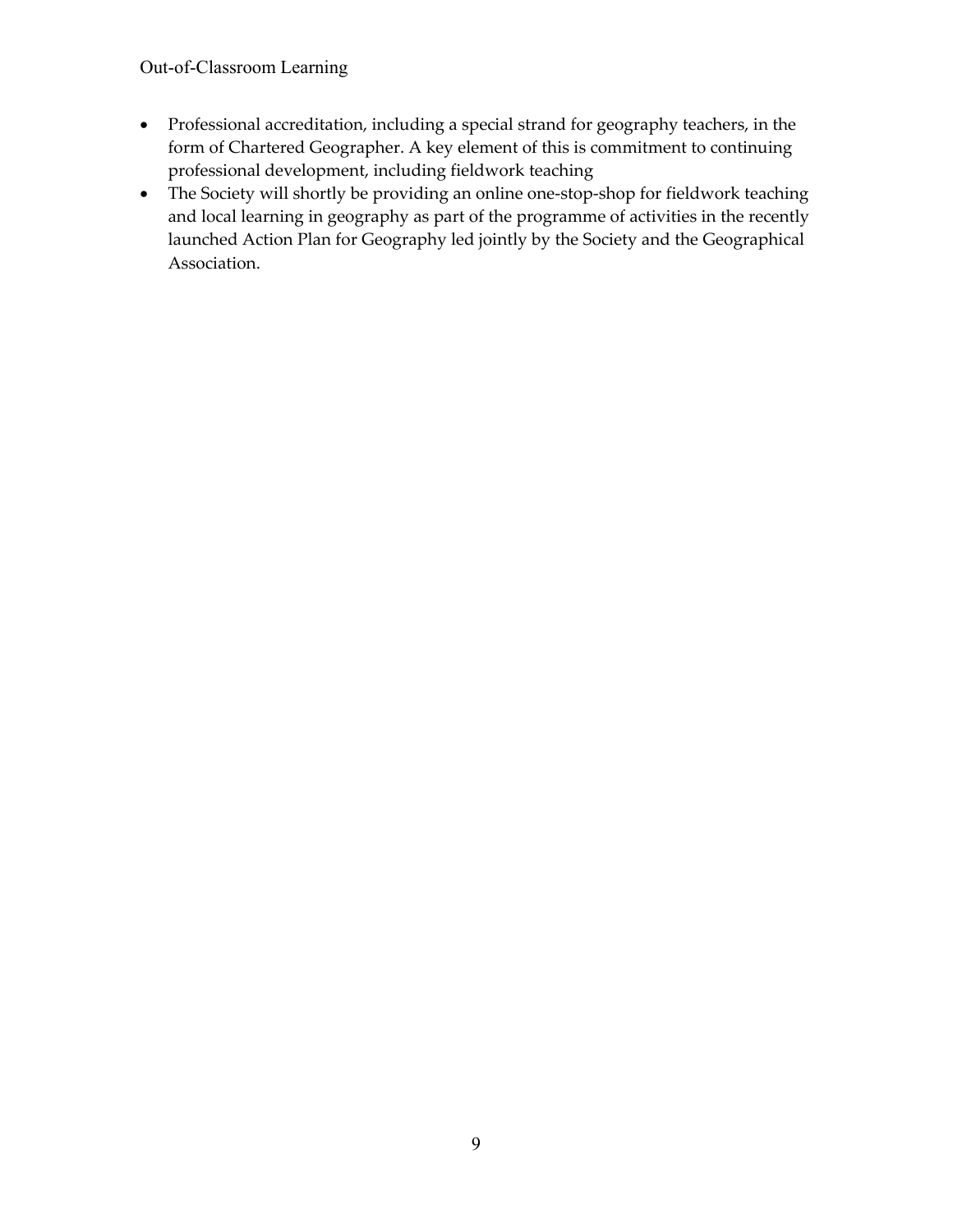- Professional accreditation, including a special strand for geography teachers, in the form of Chartered Geographer. A key element of this is commitment to continuing professional development, including fieldwork teaching
- The Society will shortly be providing an online one-stop-shop for fieldwork teaching and local learning in geography as part of the programme of activities in the recently launched Action Plan for Geography led jointly by the Society and the Geographical Association.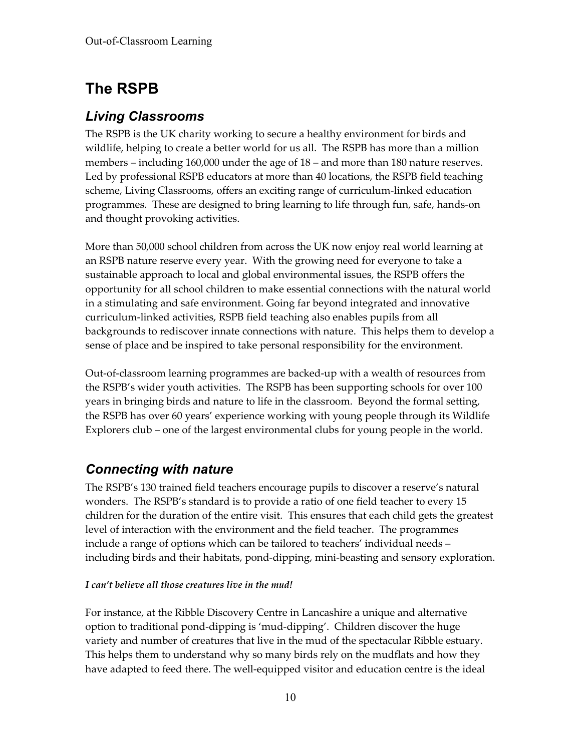# The RSPB

## Living Classrooms

The RSPB is the UK charity working to secure a healthy environment for birds and wildlife, helping to create a better world for us all. The RSPB has more than a million members – including 160,000 under the age of 18 – and more than 180 nature reserves. Led by professional RSPB educators at more than 40 locations, the RSPB field teaching scheme, Living Classrooms, offers an exciting range of curriculum-linked education programmes. These are designed to bring learning to life through fun, safe, hands-on and thought provoking activities.

More than 50,000 school children from across the UK now enjoy real world learning at an RSPB nature reserve every year. With the growing need for everyone to take a sustainable approach to local and global environmental issues, the RSPB offers the opportunity for all school children to make essential connections with the natural world in a stimulating and safe environment. Going far beyond integrated and innovative curriculum-linked activities, RSPB field teaching also enables pupils from all backgrounds to rediscover innate connections with nature. This helps them to develop a sense of place and be inspired to take personal responsibility for the environment.

Out-of-classroom learning programmes are backed-up with a wealth of resources from the RSPB's wider youth activities. The RSPB has been supporting schools for over 100 years in bringing birds and nature to life in the classroom. Beyond the formal setting, the RSPB has over 60 years' experience working with young people through its Wildlife Explorers club – one of the largest environmental clubs for young people in the world.

## Connecting with nature

The RSPB's 130 trained field teachers encourage pupils to discover a reserve's natural wonders. The RSPB's standard is to provide a ratio of one field teacher to every 15 children for the duration of the entire visit. This ensures that each child gets the greatest level of interaction with the environment and the field teacher. The programmes include a range of options which can be tailored to teachers' individual needs – including birds and their habitats, pond-dipping, mini-beasting and sensory exploration.

***I can't believe all those creatures live in the mud!***

For instance, at the Ribble Discovery Centre in Lancashire a unique and alternative option to traditional pond-dipping is 'mud-dipping'. Children discover the huge variety and number of creatures that live in the mud of the spectacular Ribble estuary. This helps them to understand why so many birds rely on the mudflats and how they have adapted to feed there. The well-equipped visitor and education centre is the ideal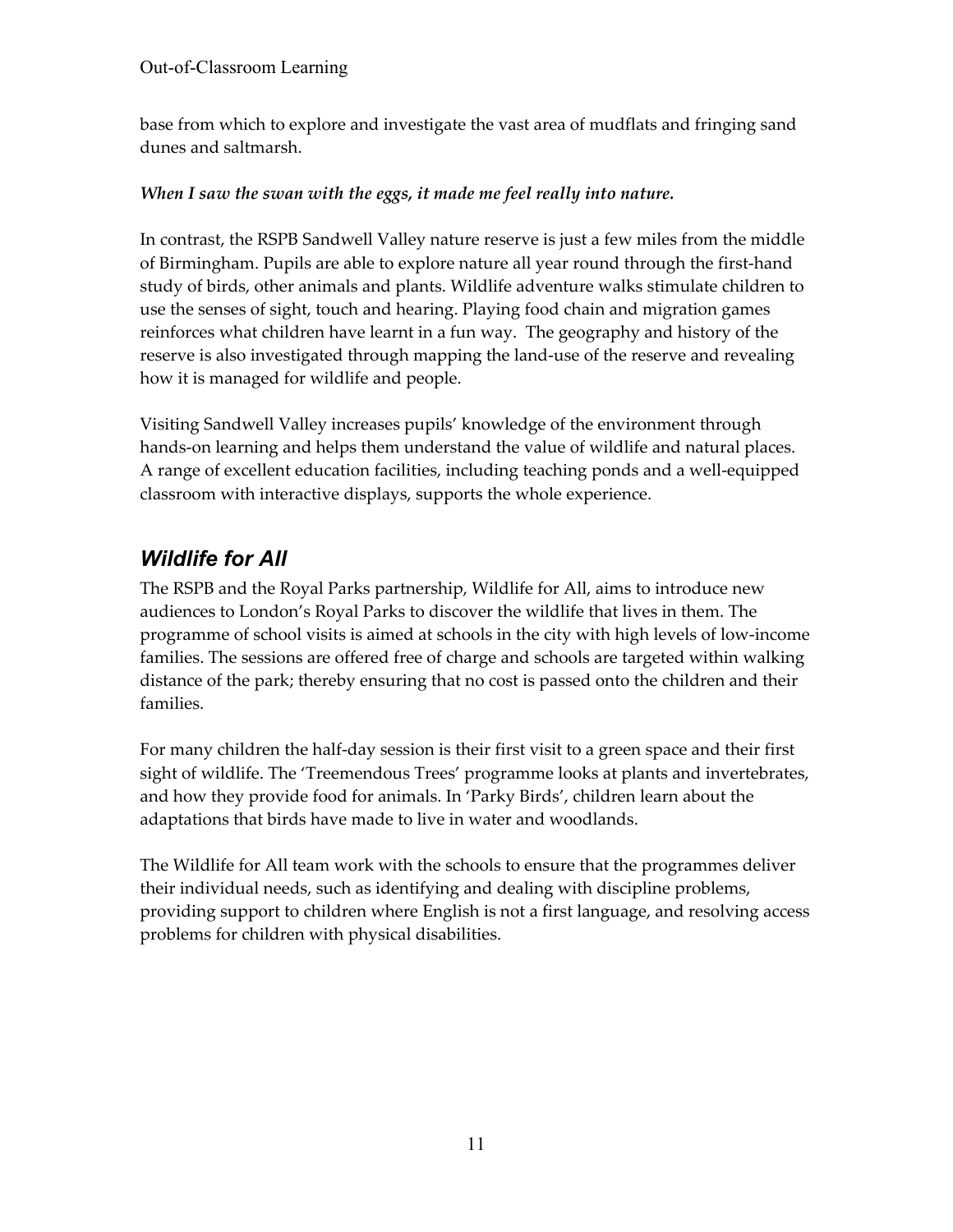base from which to explore and investigate the vast area of mudflats and fringing sand dunes and saltmarsh.

***When I saw the swan with the eggs, it made me feel really into nature.***

In contrast, the RSPB Sandwell Valley nature reserve is just a few miles from the middle of Birmingham. Pupils are able to explore nature all year round through the first-hand study of birds, other animals and plants. Wildlife adventure walks stimulate children to use the senses of sight, touch and hearing. Playing food chain and migration games reinforces what children have learnt in a fun way. The geography and history of the reserve is also investigated through mapping the land-use of the reserve and revealing how it is managed for wildlife and people.

Visiting Sandwell Valley increases pupils' knowledge of the environment through hands-on learning and helps them understand the value of wildlife and natural places. A range of excellent education facilities, including teaching ponds and a well-equipped classroom with interactive displays, supports the whole experience.

## *Wildlife for All*

The RSPB and the Royal Parks partnership, Wildlife for All, aims to introduce new audiences to London's Royal Parks to discover the wildlife that lives in them. The programme of school visits is aimed at schools in the city with high levels of low-income families. The sessions are offered free of charge and schools are targeted within walking distance of the park; thereby ensuring that no cost is passed onto the children and their families.

For many children the half-day session is their first visit to a green space and their first sight of wildlife. The 'Treemendous Trees' programme looks at plants and invertebrates, and how they provide food for animals. In 'Parky Birds', children learn about the adaptations that birds have made to live in water and woodlands.

The Wildlife for All team work with the schools to ensure that the programmes deliver their individual needs, such as identifying and dealing with discipline problems, providing support to children where English is not a first language, and resolving access problems for children with physical disabilities.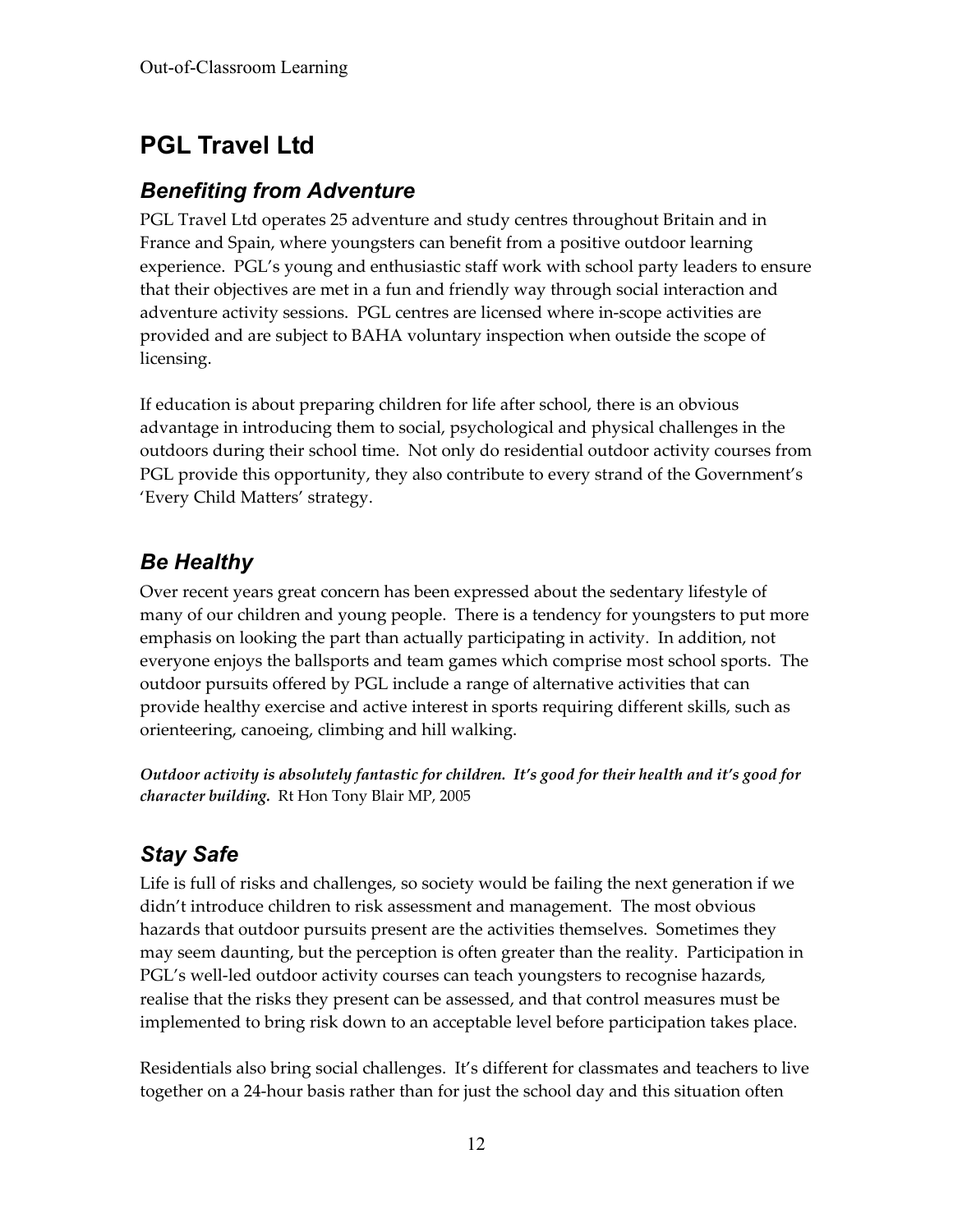# PGL Travel Ltd

## *Benefiting from Adventure*

PGL Travel Ltd operates 25 adventure and study centres throughout Britain and in France and Spain, where youngsters can benefit from a positive outdoor learning experience. PGL's young and enthusiastic staff work with school party leaders to ensure that their objectives are met in a fun and friendly way through social interaction and adventure activity sessions. PGL centres are licensed where in-scope activities are provided and are subject to BAHA voluntary inspection when outside the scope of licensing.

If education is about preparing children for life after school, there is an obvious advantage in introducing them to social, psychological and physical challenges in the outdoors during their school time. Not only do residential outdoor activity courses from PGL provide this opportunity, they also contribute to every strand of the Government's 'Every Child Matters' strategy.

## *Be Healthy*

Over recent years great concern has been expressed about the sedentary lifestyle of many of our children and young people. There is a tendency for youngsters to put more emphasis on looking the part than actually participating in activity. In addition, not everyone enjoys the ballsports and team games which comprise most school sports. The outdoor pursuits offered by PGL include a range of alternative activities that can provide healthy exercise and active interest in sports requiring different skills, such as orienteering, canoeing, climbing and hill walking.

***Outdoor activity is absolutely fantastic for children. It's good for their health and it's good for character building.*** Rt Hon Tony Blair MP, 2005

## *Stay Safe*

Life is full of risks and challenges, so society would be failing the next generation if we didn't introduce children to risk assessment and management. The most obvious hazards that outdoor pursuits present are the activities themselves. Sometimes they may seem daunting, but the perception is often greater than the reality. Participation in PGL's well-led outdoor activity courses can teach youngsters to recognise hazards, realise that the risks they present can be assessed, and that control measures must be implemented to bring risk down to an acceptable level before participation takes place.

Residentials also bring social challenges. It's different for classmates and teachers to live together on a 24-hour basis rather than for just the school day and this situation often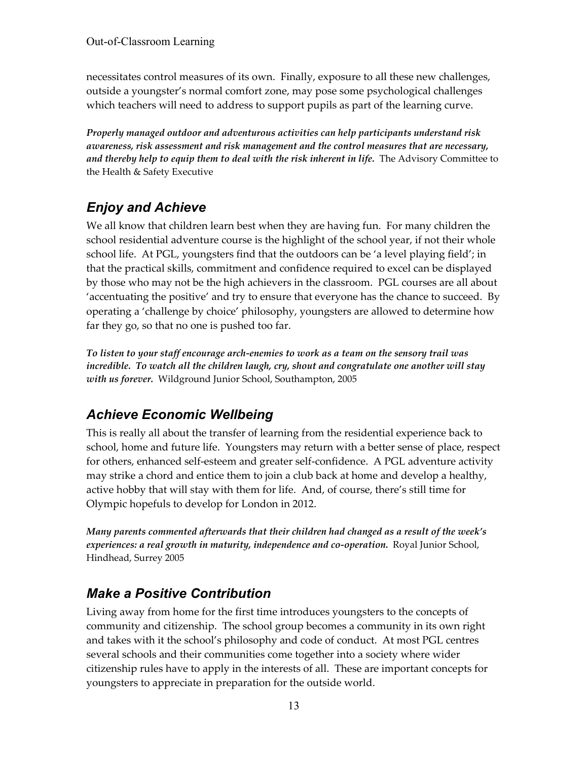necessitates control measures of its own. Finally, exposure to all these new challenges, outside a youngster's normal comfort zone, may pose some psychological challenges which teachers will need to address to support pupils as part of the learning curve.

***Properly managed outdoor and adventurous activities can help participants understand risk awareness, risk assessment and risk management and the control measures that are necessary, and thereby help to equip them to deal with the risk inherent in life.*** The Advisory Committee to the Health & Safety Executive

## *Enjoy and Achieve*

We all know that children learn best when they are having fun. For many children the school residential adventure course is the highlight of the school year, if not their whole school life. At PGL, youngsters find that the outdoors can be 'a level playing field'; in that the practical skills, commitment and confidence required to excel can be displayed by those who may not be the high achievers in the classroom. PGL courses are all about 'accentuating the positive' and try to ensure that everyone has the chance to succeed. By operating a 'challenge by choice' philosophy, youngsters are allowed to determine how far they go, so that no one is pushed too far.

***To listen to your staff encourage arch-enemies to work as a team on the sensory trail was incredible. To watch all the children laugh, cry, shout and congratulate one another will stay with us forever.*** Wildground Junior School, Southampton, 2005

## *Achieve Economic Wellbeing*

This is really all about the transfer of learning from the residential experience back to school, home and future life. Youngsters may return with a better sense of place, respect for others, enhanced self-esteem and greater self-confidence. A PGL adventure activity may strike a chord and entice them to join a club back at home and develop a healthy, active hobby that will stay with them for life. And, of course, there's still time for Olympic hopefuls to develop for London in 2012.

***Many parents commented afterwards that their children had changed as a result of the week's experiences: a real growth in maturity, independence and co-operation.*** Royal Junior School, Hindhead, Surrey 2005

## *Make a Positive Contribution*

Living away from home for the first time introduces youngsters to the concepts of community and citizenship. The school group becomes a community in its own right and takes with it the school's philosophy and code of conduct. At most PGL centres several schools and their communities come together into a society where wider citizenship rules have to apply in the interests of all. These are important concepts for youngsters to appreciate in preparation for the outside world.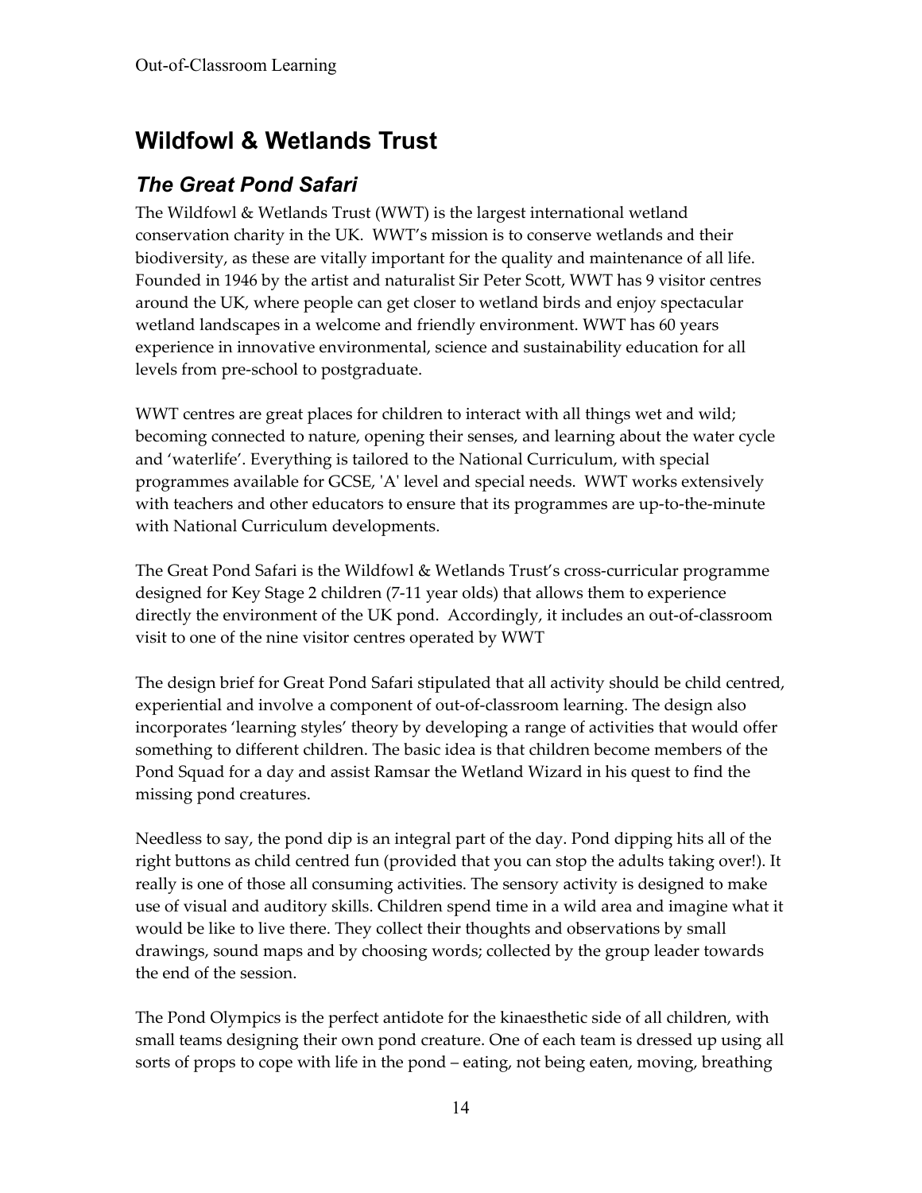## Wildfowl & Wetlands Trust

### *The Great Pond Safari*

The Wildfowl & Wetlands Trust (WWT) is the largest international wetland conservation charity in the UK. WWT's mission is to conserve wetlands and their biodiversity, as these are vitally important for the quality and maintenance of all life. Founded in 1946 by the artist and naturalist Sir Peter Scott, WWT has 9 visitor centres around the UK, where people can get closer to wetland birds and enjoy spectacular wetland landscapes in a welcome and friendly environment. WWT has 60 years experience in innovative environmental, science and sustainability education for all levels from pre-school to postgraduate.

WWT centres are great places for children to interact with all things wet and wild; becoming connected to nature, opening their senses, and learning about the water cycle and 'waterlife'. Everything is tailored to the National Curriculum, with special programmes available for GCSE, 'A' level and special needs. WWT works extensively with teachers and other educators to ensure that its programmes are up-to-the-minute with National Curriculum developments.

The Great Pond Safari is the Wildfowl & Wetlands Trust's cross-curricular programme designed for Key Stage 2 children (7-11 year olds) that allows them to experience directly the environment of the UK pond. Accordingly, it includes an out-of-classroom visit to one of the nine visitor centres operated by WWT

The design brief for Great Pond Safari stipulated that all activity should be child centred, experiential and involve a component of out-of-classroom learning. The design also incorporates 'learning styles' theory by developing a range of activities that would offer something to different children. The basic idea is that children become members of the Pond Squad for a day and assist Ramsar the Wetland Wizard in his quest to find the missing pond creatures.

Needless to say, the pond dip is an integral part of the day. Pond dipping hits all of the right buttons as child centred fun (provided that you can stop the adults taking over!). It really is one of those all consuming activities. The sensory activity is designed to make use of visual and auditory skills. Children spend time in a wild area and imagine what it would be like to live there. They collect their thoughts and observations by small drawings, sound maps and by choosing words; collected by the group leader towards the end of the session.

The Pond Olympics is the perfect antidote for the kinaesthetic side of all children, with small teams designing their own pond creature. One of each team is dressed up using all sorts of props to cope with life in the pond – eating, not being eaten, moving, breathing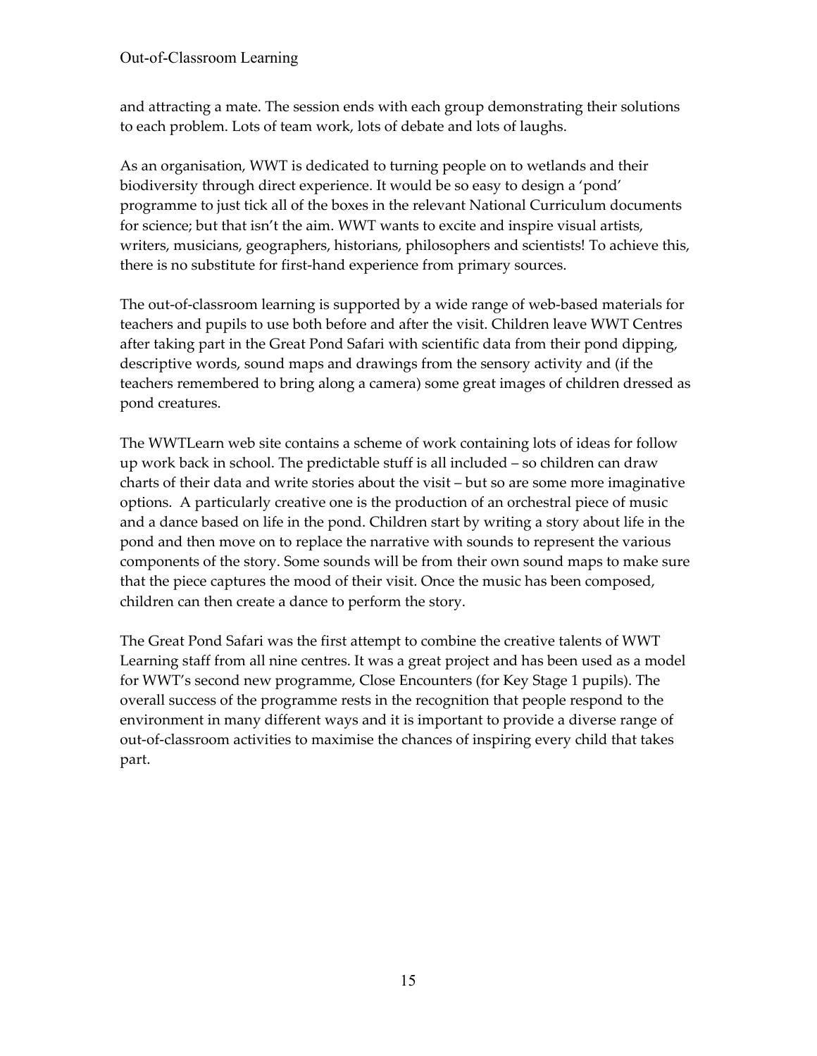and attracting a mate. The session ends with each group demonstrating their solutions to each problem. Lots of team work, lots of debate and lots of laughs.

As an organisation, WWT is dedicated to turning people on to wetlands and their biodiversity through direct experience. It would be so easy to design a 'pond' programme to just tick all of the boxes in the relevant National Curriculum documents for science; but that isn't the aim. WWT wants to excite and inspire visual artists, writers, musicians, geographers, historians, philosophers and scientists! To achieve this, there is no substitute for first-hand experience from primary sources.

The out-of-classroom learning is supported by a wide range of web-based materials for teachers and pupils to use both before and after the visit. Children leave WWT Centres after taking part in the Great Pond Safari with scientific data from their pond dipping, descriptive words, sound maps and drawings from the sensory activity and (if the teachers remembered to bring along a camera) some great images of children dressed as pond creatures.

The WWTLearn web site contains a scheme of work containing lots of ideas for follow up work back in school. The predictable stuff is all included – so children can draw charts of their data and write stories about the visit – but so are some more imaginative options. A particularly creative one is the production of an orchestral piece of music and a dance based on life in the pond. Children start by writing a story about life in the pond and then move on to replace the narrative with sounds to represent the various components of the story. Some sounds will be from their own sound maps to make sure that the piece captures the mood of their visit. Once the music has been composed, children can then create a dance to perform the story.

The Great Pond Safari was the first attempt to combine the creative talents of WWT Learning staff from all nine centres. It was a great project and has been used as a model for WWT's second new programme, Close Encounters (for Key Stage 1 pupils). The overall success of the programme rests in the recognition that people respond to the environment in many different ways and it is important to provide a diverse range of out-of-classroom activities to maximise the chances of inspiring every child that takes part.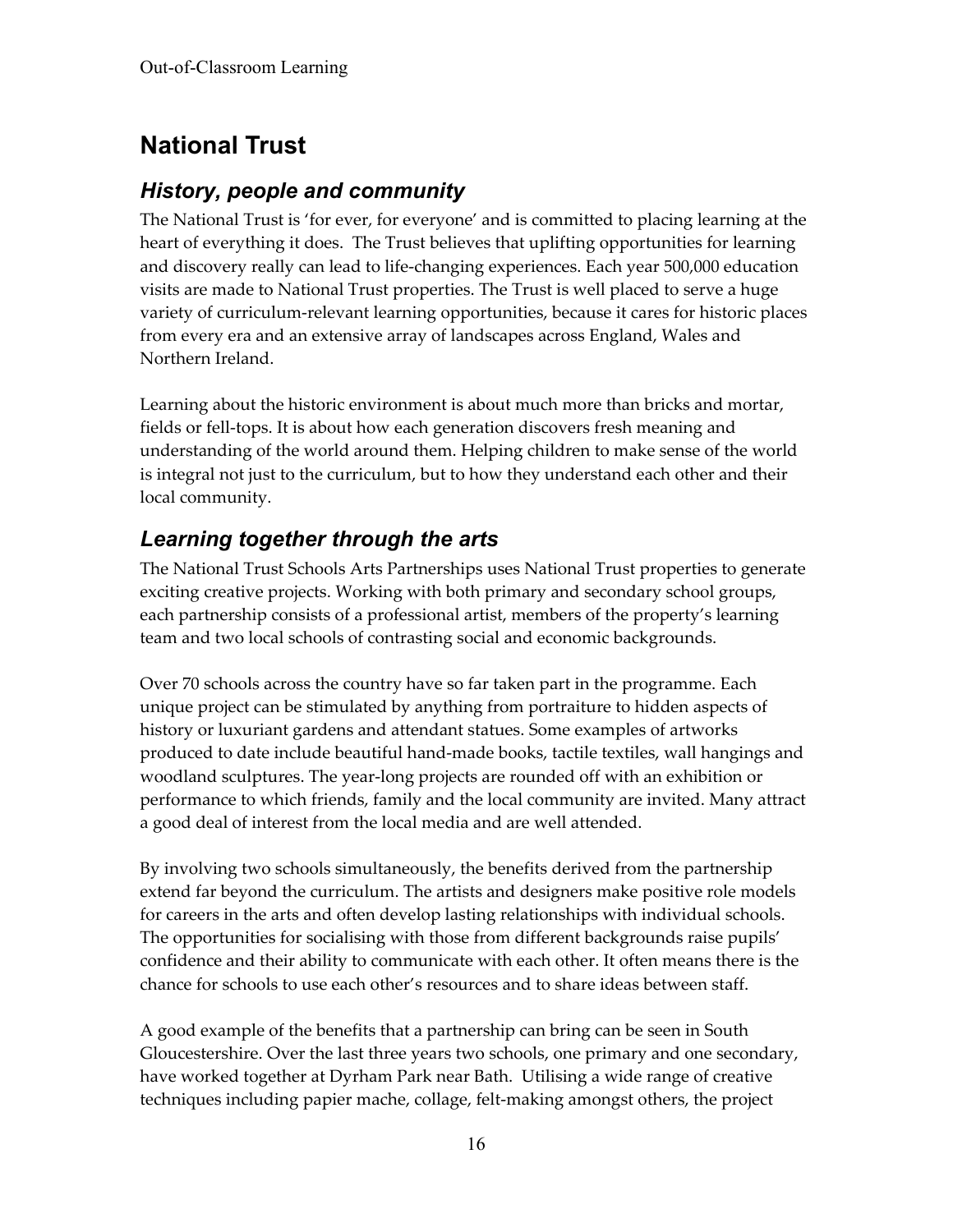# National Trust

## *History, people and community*

The National Trust is 'for ever, for everyone' and is committed to placing learning at the heart of everything it does. The Trust believes that uplifting opportunities for learning and discovery really can lead to life-changing experiences. Each year 500,000 education visits are made to National Trust properties. The Trust is well placed to serve a huge variety of curriculum-relevant learning opportunities, because it cares for historic places from every era and an extensive array of landscapes across England, Wales and Northern Ireland.

Learning about the historic environment is about much more than bricks and mortar, fields or fell-tops. It is about how each generation discovers fresh meaning and understanding of the world around them. Helping children to make sense of the world is integral not just to the curriculum, but to how they understand each other and their local community.

## *Learning together through the arts*

The National Trust Schools Arts Partnerships uses National Trust properties to generate exciting creative projects. Working with both primary and secondary school groups, each partnership consists of a professional artist, members of the property's learning team and two local schools of contrasting social and economic backgrounds.

Over 70 schools across the country have so far taken part in the programme. Each unique project can be stimulated by anything from portraiture to hidden aspects of history or luxuriant gardens and attendant statues. Some examples of artworks produced to date include beautiful hand-made books, tactile textiles, wall hangings and woodland sculptures. The year-long projects are rounded off with an exhibition or performance to which friends, family and the local community are invited. Many attract a good deal of interest from the local media and are well attended.

By involving two schools simultaneously, the benefits derived from the partnership extend far beyond the curriculum. The artists and designers make positive role models for careers in the arts and often develop lasting relationships with individual schools. The opportunities for socialising with those from different backgrounds raise pupils' confidence and their ability to communicate with each other. It often means there is the chance for schools to use each other's resources and to share ideas between staff.

A good example of the benefits that a partnership can bring can be seen in South Gloucestershire. Over the last three years two schools, one primary and one secondary, have worked together at Dyrham Park near Bath. Utilising a wide range of creative techniques including papier mache, collage, felt-making amongst others, the project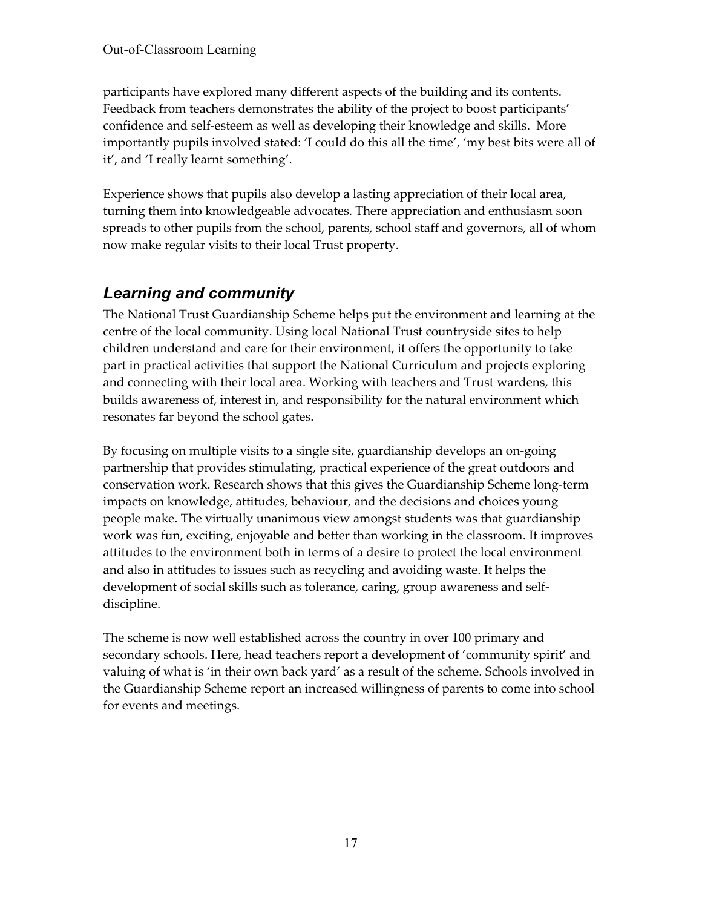participants have explored many different aspects of the building and its contents. Feedback from teachers demonstrates the ability of the project to boost participants' confidence and self-esteem as well as developing their knowledge and skills. More importantly pupils involved stated: 'I could do this all the time', 'my best bits were all of it', and 'I really learnt something'.

Experience shows that pupils also develop a lasting appreciation of their local area, turning them into knowledgeable advocates. There appreciation and enthusiasm soon spreads to other pupils from the school, parents, school staff and governors, all of whom now make regular visits to their local Trust property.

## *Learning and community*

The National Trust Guardianship Scheme helps put the environment and learning at the centre of the local community. Using local National Trust countryside sites to help children understand and care for their environment, it offers the opportunity to take part in practical activities that support the National Curriculum and projects exploring and connecting with their local area. Working with teachers and Trust wardens, this builds awareness of, interest in, and responsibility for the natural environment which resonates far beyond the school gates.

By focusing on multiple visits to a single site, guardianship develops an on-going partnership that provides stimulating, practical experience of the great outdoors and conservation work. Research shows that this gives the Guardianship Scheme long-term impacts on knowledge, attitudes, behaviour, and the decisions and choices young people make. The virtually unanimous view amongst students was that guardianship work was fun, exciting, enjoyable and better than working in the classroom. It improves attitudes to the environment both in terms of a desire to protect the local environment and also in attitudes to issues such as recycling and avoiding waste. It helps the development of social skills such as tolerance, caring, group awareness and self-discipline.

The scheme is now well established across the country in over 100 primary and secondary schools. Here, head teachers report a development of 'community spirit' and valuing of what is 'in their own back yard' as a result of the scheme. Schools involved in the Guardianship Scheme report an increased willingness of parents to come into school for events and meetings.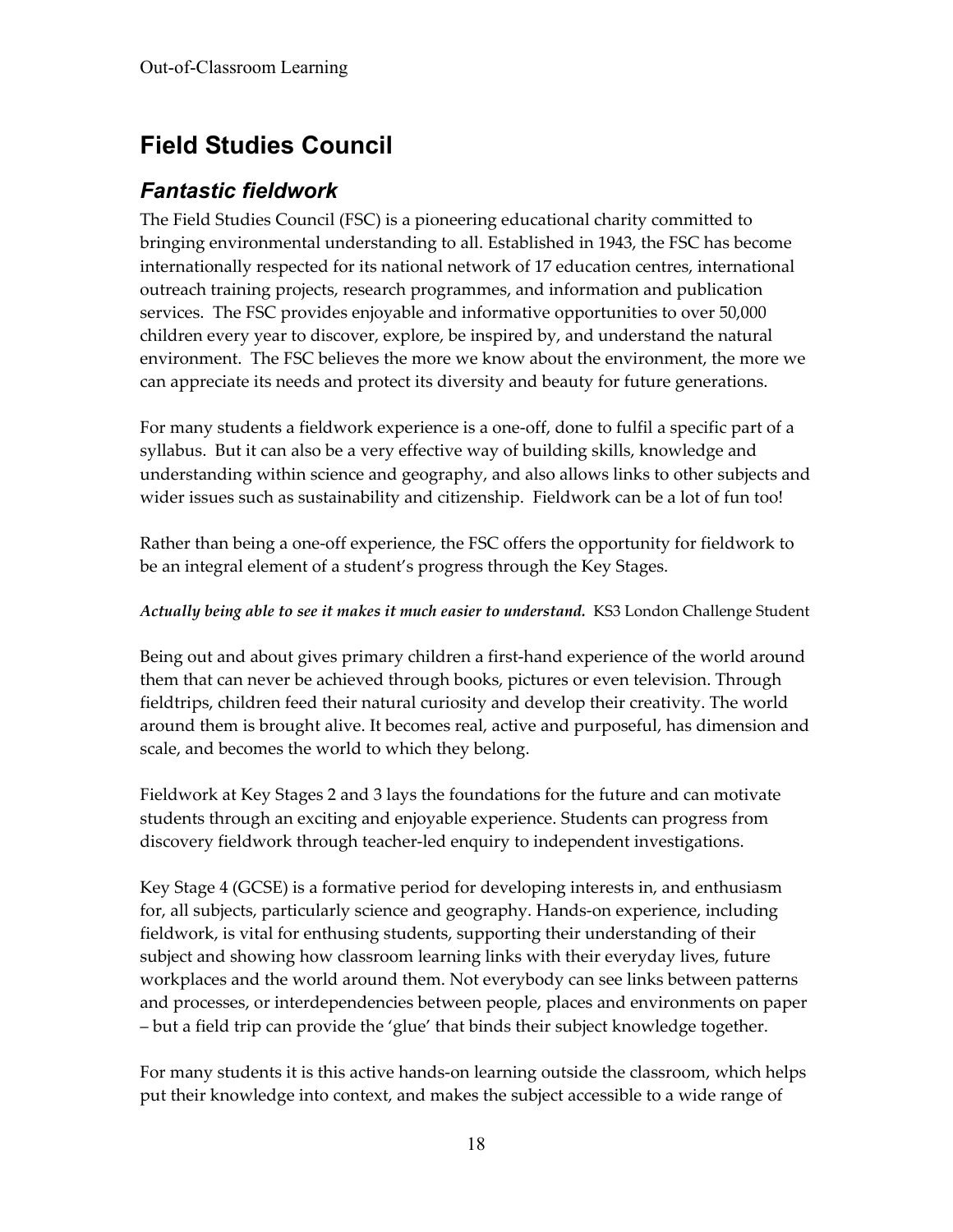# Field Studies Council

## *Fantastic fieldwork*

The Field Studies Council (FSC) is a pioneering educational charity committed to bringing environmental understanding to all. Established in 1943, the FSC has become internationally respected for its national network of 17 education centres, international outreach training projects, research programmes, and information and publication services. The FSC provides enjoyable and informative opportunities to over 50,000 children every year to discover, explore, be inspired by, and understand the natural environment. The FSC believes the more we know about the environment, the more we can appreciate its needs and protect its diversity and beauty for future generations.

For many students a fieldwork experience is a one-off, done to fulfil a specific part of a syllabus. But it can also be a very effective way of building skills, knowledge and understanding within science and geography, and also allows links to other subjects and wider issues such as sustainability and citizenship. Fieldwork can be a lot of fun too!

Rather than being a one-off experience, the FSC offers the opportunity for fieldwork to be an integral element of a student's progress through the Key Stages.

***Actually being able to see it makes it much easier to understand.*** KS3 London Challenge Student

Being out and about gives primary children a first-hand experience of the world around them that can never be achieved through books, pictures or even television. Through fieldtrips, children feed their natural curiosity and develop their creativity. The world around them is brought alive. It becomes real, active and purposeful, has dimension and scale, and becomes the world to which they belong.

Fieldwork at Key Stages 2 and 3 lays the foundations for the future and can motivate students through an exciting and enjoyable experience. Students can progress from discovery fieldwork through teacher-led enquiry to independent investigations.

Key Stage 4 (GCSE) is a formative period for developing interests in, and enthusiasm for, all subjects, particularly science and geography. Hands-on experience, including fieldwork, is vital for enthusing students, supporting their understanding of their subject and showing how classroom learning links with their everyday lives, future workplaces and the world around them. Not everybody can see links between patterns and processes, or interdependencies between people, places and environments on paper – but a field trip can provide the 'glue' that binds their subject knowledge together.

For many students it is this active hands-on learning outside the classroom, which helps put their knowledge into context, and makes the subject accessible to a wide range of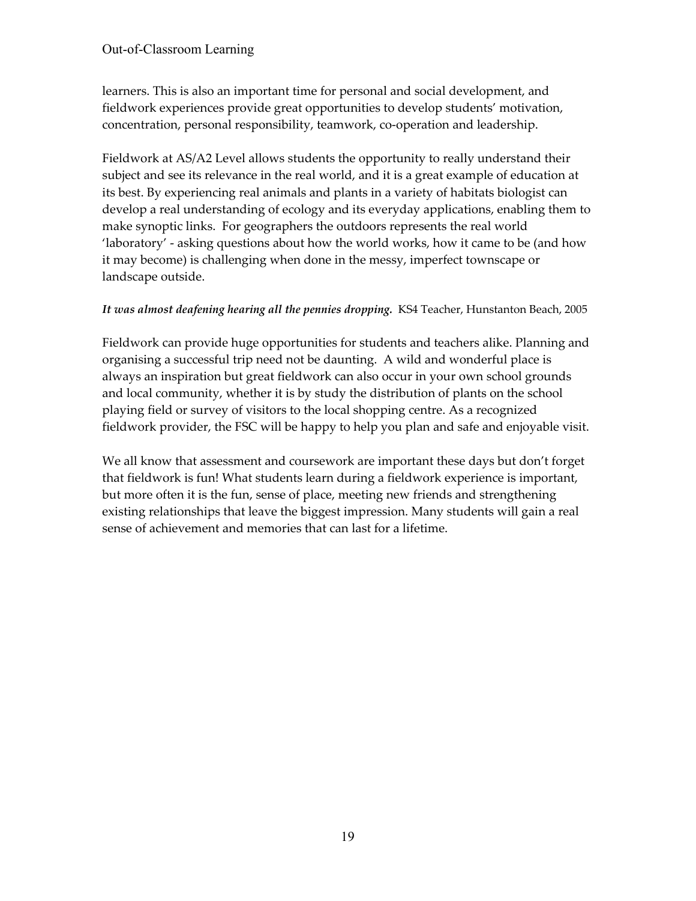learners. This is also an important time for personal and social development, and fieldwork experiences provide great opportunities to develop students' motivation, concentration, personal responsibility, teamwork, co-operation and leadership.

Fieldwork at AS/A2 Level allows students the opportunity to really understand their subject and see its relevance in the real world, and it is a great example of education at its best. By experiencing real animals and plants in a variety of habitats biologist can develop a real understanding of ecology and its everyday applications, enabling them to make synoptic links. For geographers the outdoors represents the real world 'laboratory' - asking questions about how the world works, how it came to be (and how it may become) is challenging when done in the messy, imperfect townscape or landscape outside.

***It was almost deafening hearing all the pennies dropping.*** KS4 Teacher, Hunstanton Beach, 2005

Fieldwork can provide huge opportunities for students and teachers alike. Planning and organising a successful trip need not be daunting. A wild and wonderful place is always an inspiration but great fieldwork can also occur in your own school grounds and local community, whether it is by study the distribution of plants on the school playing field or survey of visitors to the local shopping centre. As a recognized fieldwork provider, the FSC will be happy to help you plan and safe and enjoyable visit.

We all know that assessment and coursework are important these days but don't forget that fieldwork is fun! What students learn during a fieldwork experience is important, but more often it is the fun, sense of place, meeting new friends and strengthening existing relationships that leave the biggest impression. Many students will gain a real sense of achievement and memories that can last for a lifetime.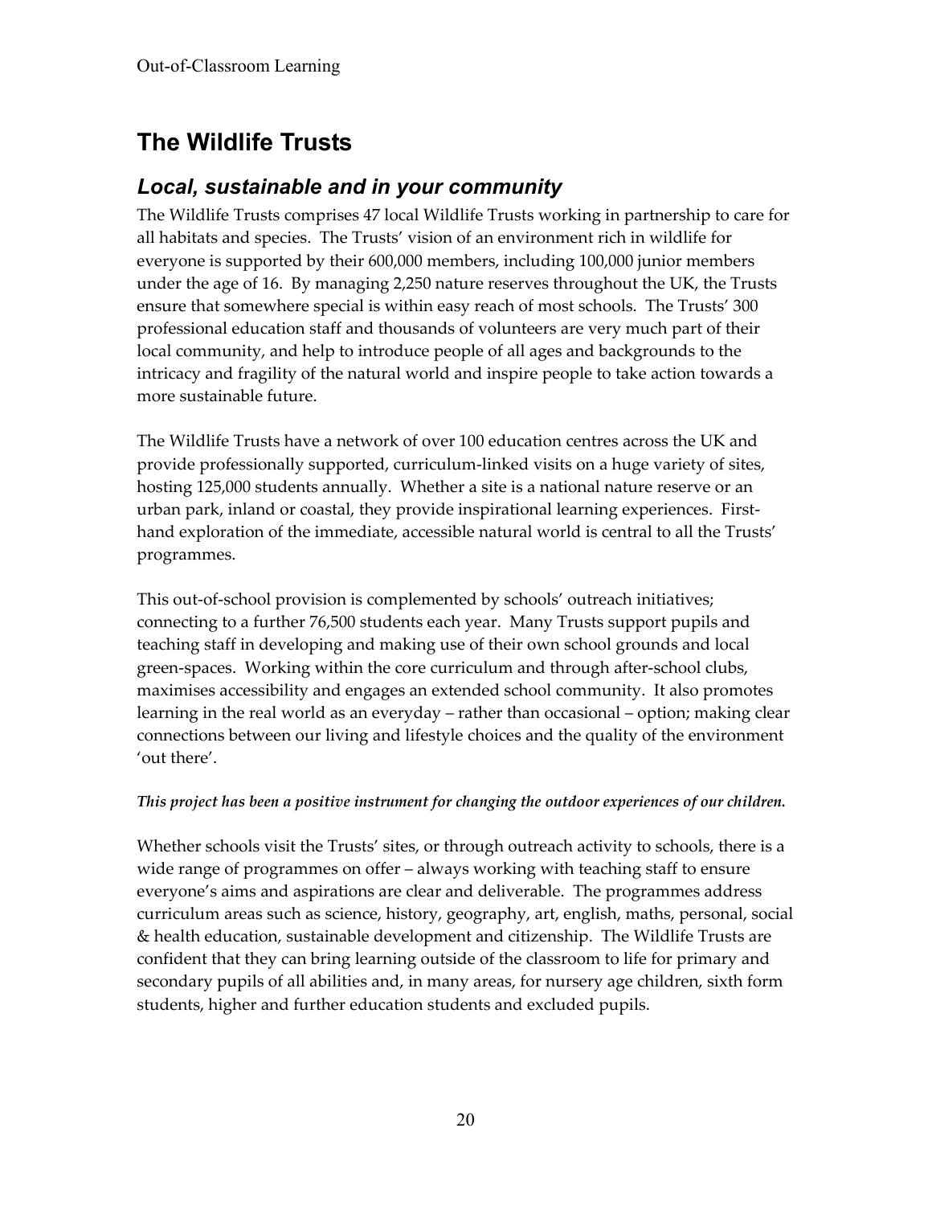# The Wildlife Trusts

## *Local, sustainable and in your community*

The Wildlife Trusts comprises 47 local Wildlife Trusts working in partnership to care for all habitats and species. The Trusts' vision of an environment rich in wildlife for everyone is supported by their 600,000 members, including 100,000 junior members under the age of 16. By managing 2,250 nature reserves throughout the UK, the Trusts ensure that somewhere special is within easy reach of most schools. The Trusts' 300 professional education staff and thousands of volunteers are very much part of their local community, and help to introduce people of all ages and backgrounds to the intricacy and fragility of the natural world and inspire people to take action towards a more sustainable future.

The Wildlife Trusts have a network of over 100 education centres across the UK and provide professionally supported, curriculum-linked visits on a huge variety of sites, hosting 125,000 students annually. Whether a site is a national nature reserve or an urban park, inland or coastal, they provide inspirational learning experiences. First-hand exploration of the immediate, accessible natural world is central to all the Trusts' programmes.

This out-of-school provision is complemented by schools' outreach initiatives; connecting to a further 76,500 students each year. Many Trusts support pupils and teaching staff in developing and making use of their own school grounds and local green-spaces. Working within the core curriculum and through after-school clubs, maximises accessibility and engages an extended school community. It also promotes learning in the real world as an everyday – rather than occasional – option; making clear connections between our living and lifestyle choices and the quality of the environment 'out there'.

***This project has been a positive instrument for changing the outdoor experiences of our children.***

Whether schools visit the Trusts' sites, or through outreach activity to schools, there is a wide range of programmes on offer – always working with teaching staff to ensure everyone's aims and aspirations are clear and deliverable. The programmes address curriculum areas such as science, history, geography, art, english, maths, personal, social & health education, sustainable development and citizenship. The Wildlife Trusts are confident that they can bring learning outside of the classroom to life for primary and secondary pupils of all abilities and, in many areas, for nursery age children, sixth form students, higher and further education students and excluded pupils.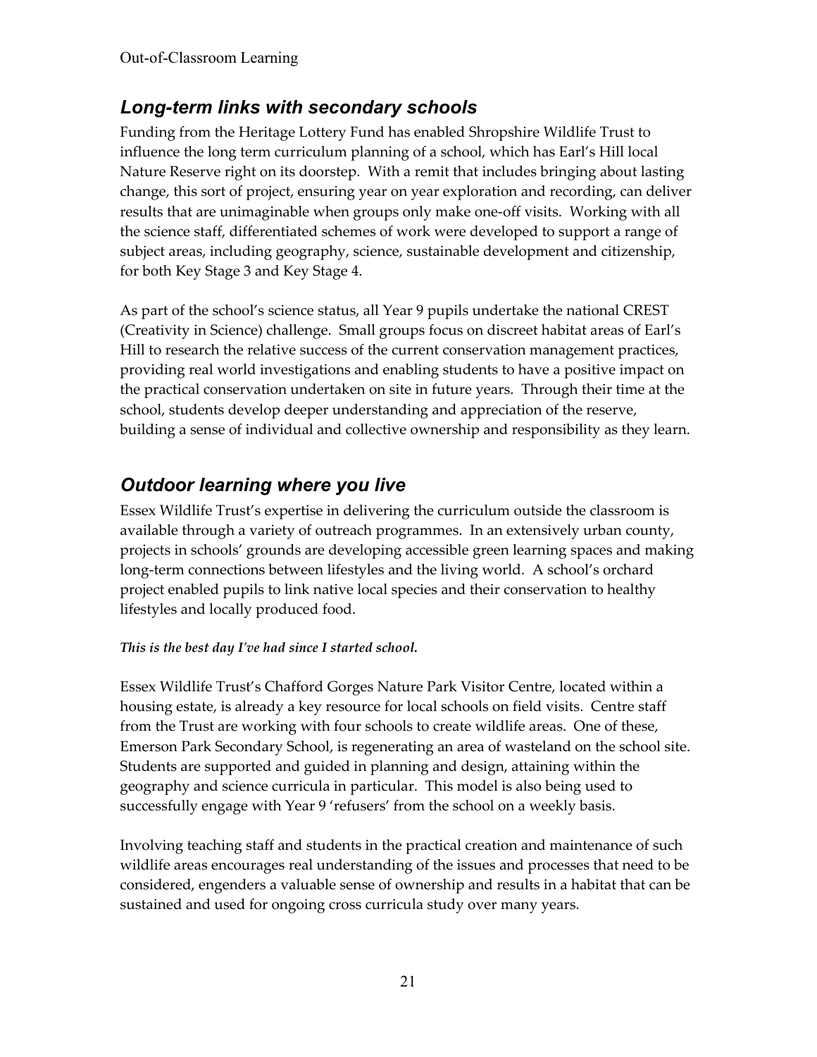## *Long-term links with secondary schools*

Funding from the Heritage Lottery Fund has enabled Shropshire Wildlife Trust to influence the long term curriculum planning of a school, which has Earl's Hill local Nature Reserve right on its doorstep. With a remit that includes bringing about lasting change, this sort of project, ensuring year on year exploration and recording, can deliver results that are unimaginable when groups only make one-off visits. Working with all the science staff, differentiated schemes of work were developed to support a range of subject areas, including geography, science, sustainable development and citizenship, for both Key Stage 3 and Key Stage 4.

As part of the school's science status, all Year 9 pupils undertake the national CREST (Creativity in Science) challenge. Small groups focus on discreet habitat areas of Earl's Hill to research the relative success of the current conservation management practices, providing real world investigations and enabling students to have a positive impact on the practical conservation undertaken on site in future years. Through their time at the school, students develop deeper understanding and appreciation of the reserve, building a sense of individual and collective ownership and responsibility as they learn.

## *Outdoor learning where you live*

Essex Wildlife Trust's expertise in delivering the curriculum outside the classroom is available through a variety of outreach programmes. In an extensively urban county, projects in schools' grounds are developing accessible green learning spaces and making long-term connections between lifestyles and the living world. A school's orchard project enabled pupils to link native local species and their conservation to healthy lifestyles and locally produced food.

***This is the best day I've had since I started school.***

Essex Wildlife Trust's Chafford Gorges Nature Park Visitor Centre, located within a housing estate, is already a key resource for local schools on field visits. Centre staff from the Trust are working with four schools to create wildlife areas. One of these, Emerson Park Secondary School, is regenerating an area of wasteland on the school site. Students are supported and guided in planning and design, attaining within the geography and science curricula in particular. This model is also being used to successfully engage with Year 9 'refusers' from the school on a weekly basis.

Involving teaching staff and students in the practical creation and maintenance of such wildlife areas encourages real understanding of the issues and processes that need to be considered, engenders a valuable sense of ownership and results in a habitat that can be sustained and used for ongoing cross curricula study over many years.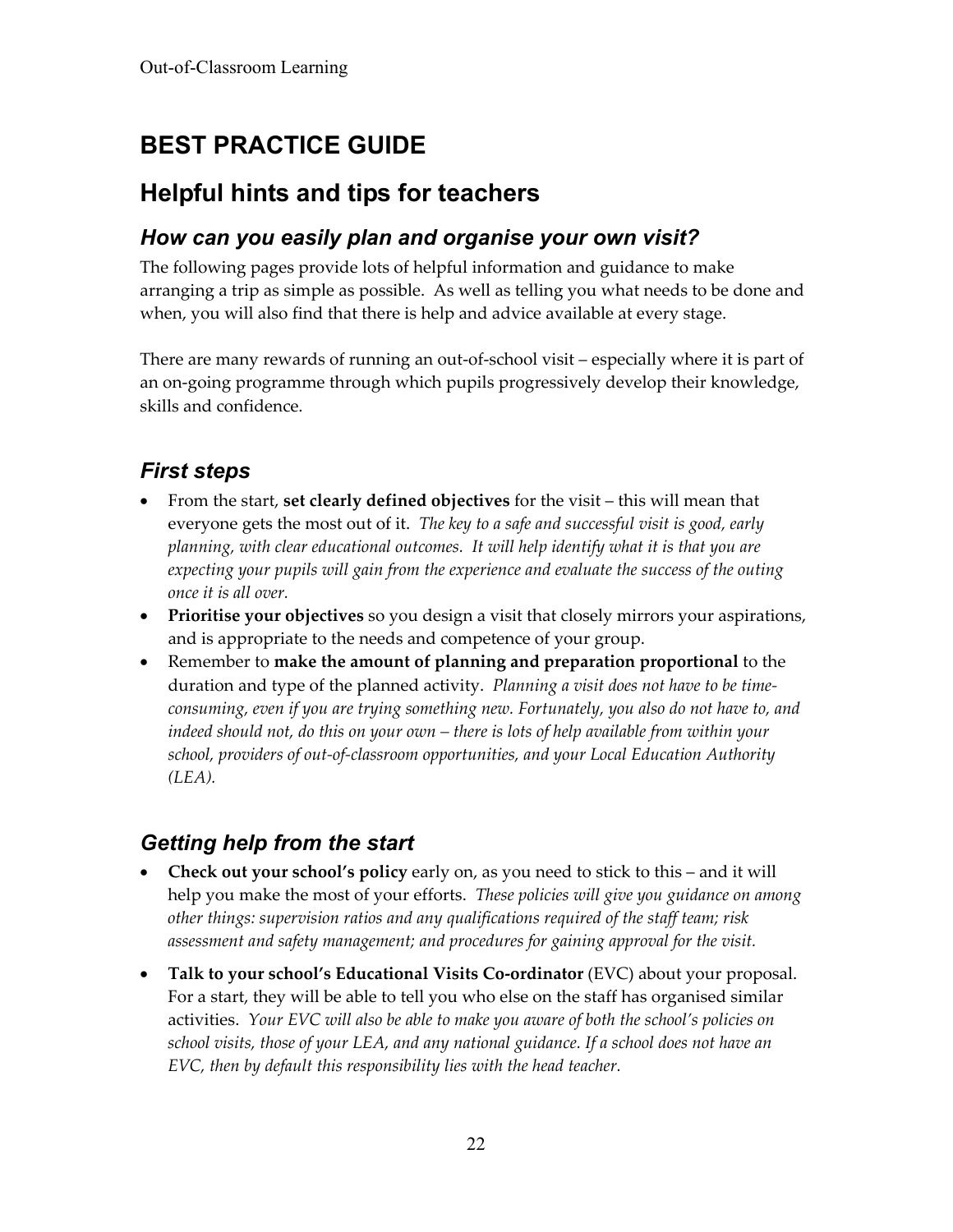# BEST PRACTICE GUIDE

## Helpful hints and tips for teachers

### *How can you easily plan and organise your own visit?*

The following pages provide lots of helpful information and guidance to make arranging a trip as simple as possible. As well as telling you what needs to be done and when, you will also find that there is help and advice available at every stage.

There are many rewards of running an out-of-school visit – especially where it is part of an on-going programme through which pupils progressively develop their knowledge, skills and confidence.

### *First steps*

- From the start, **set clearly defined objectives** for the visit – this will mean that everyone gets the most out of it. *The key to a safe and successful visit is good, early planning, with clear educational outcomes. It will help identify what it is that you are expecting your pupils will gain from the experience and evaluate the success of the outing once it is all over.*
- **Prioritise your objectives** so you design a visit that closely mirrors your aspirations, and is appropriate to the needs and competence of your group.
- Remember to **make the amount of planning and preparation proportional** to the duration and type of the planned activity. *Planning a visit does not have to be time-consuming, even if you are trying something new. Fortunately, you also do not have to, and indeed should not, do this on your own – there is lots of help available from within your school, providers of out-of-classroom opportunities, and your Local Education Authority (LEA).*

### *Getting help from the start*

- **Check out your school's policy** early on, as you need to stick to this – and it will help you make the most of your efforts. *These policies will give you guidance on among other things: supervision ratios and any qualifications required of the staff team; risk assessment and safety management; and procedures for gaining approval for the visit.*
- **Talk to your school's Educational Visits Co-ordinator** (EVC) about your proposal. For a start, they will be able to tell you who else on the staff has organised similar activities. *Your EVC will also be able to make you aware of both the school's policies on school visits, those of your LEA, and any national guidance. If a school does not have an EVC, then by default this responsibility lies with the head teacher.*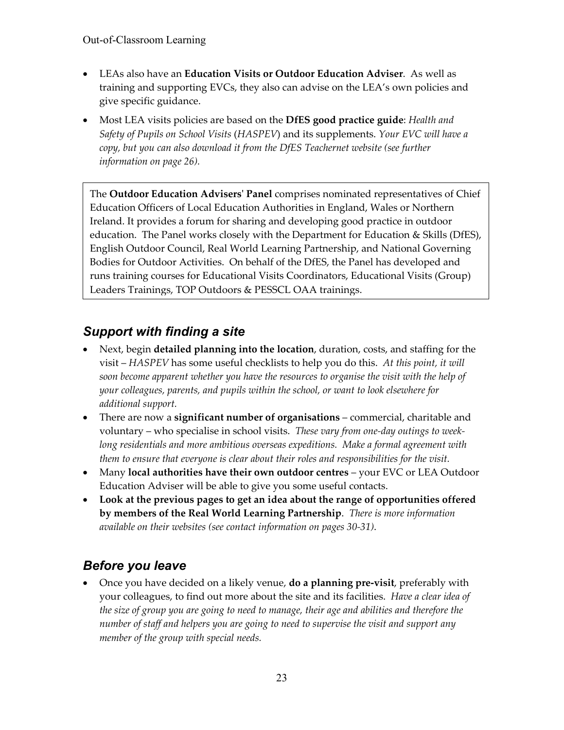- LEAs also have an **Education Visits or Outdoor Education Adviser**. As well as training and supporting EVCs, they also can advise on the LEA's own policies and give specific guidance.
- Most LEA visits policies are based on the **DfES good practice guide**: *Health and Safety of Pupils on School Visits* (*HASPEV*) and its supplements. *Your EVC will have a copy, but you can also download it from the DfES Teachernet website (see further information on page 26).*

> The **Outdoor Education Advisers' Panel** comprises nominated representatives of Chief Education Officers of Local Education Authorities in England, Wales or Northern Ireland. It provides a forum for sharing and developing good practice in outdoor education. The Panel works closely with the Department for Education & Skills (DfES), English Outdoor Council, Real World Learning Partnership, and National Governing Bodies for Outdoor Activities. On behalf of the DfES, the Panel has developed and runs training courses for Educational Visits Coordinators, Educational Visits (Group) Leaders Trainings, TOP Outdoors & PESSCL OAA trainings.

## *Support with finding a site*

- Next, begin **detailed planning into the location**, duration, costs, and staffing for the visit – *HASPEV* has some useful checklists to help you do this. *At this point, it will soon become apparent whether you have the resources to organise the visit with the help of your colleagues, parents, and pupils within the school, or want to look elsewhere for additional support.*
- There are now a **significant number of organisations** – commercial, charitable and voluntary – who specialise in school visits. *These vary from one-day outings to week-long residentials and more ambitious overseas expeditions. Make a formal agreement with them to ensure that everyone is clear about their roles and responsibilities for the visit.*
- Many **local authorities have their own outdoor centres** – your EVC or LEA Outdoor Education Adviser will be able to give you some useful contacts.
- **Look at the previous pages to get an idea about the range of opportunities offered by members of the Real World Learning Partnership**. *There is more information available on their websites (see contact information on pages 30-31).*

## *Before you leave*

- Once you have decided on a likely venue, **do a planning pre-visit**, preferably with your colleagues, to find out more about the site and its facilities. *Have a clear idea of the size of group you are going to need to manage, their age and abilities and therefore the number of staff and helpers you are going to need to supervise the visit and support any member of the group with special needs.*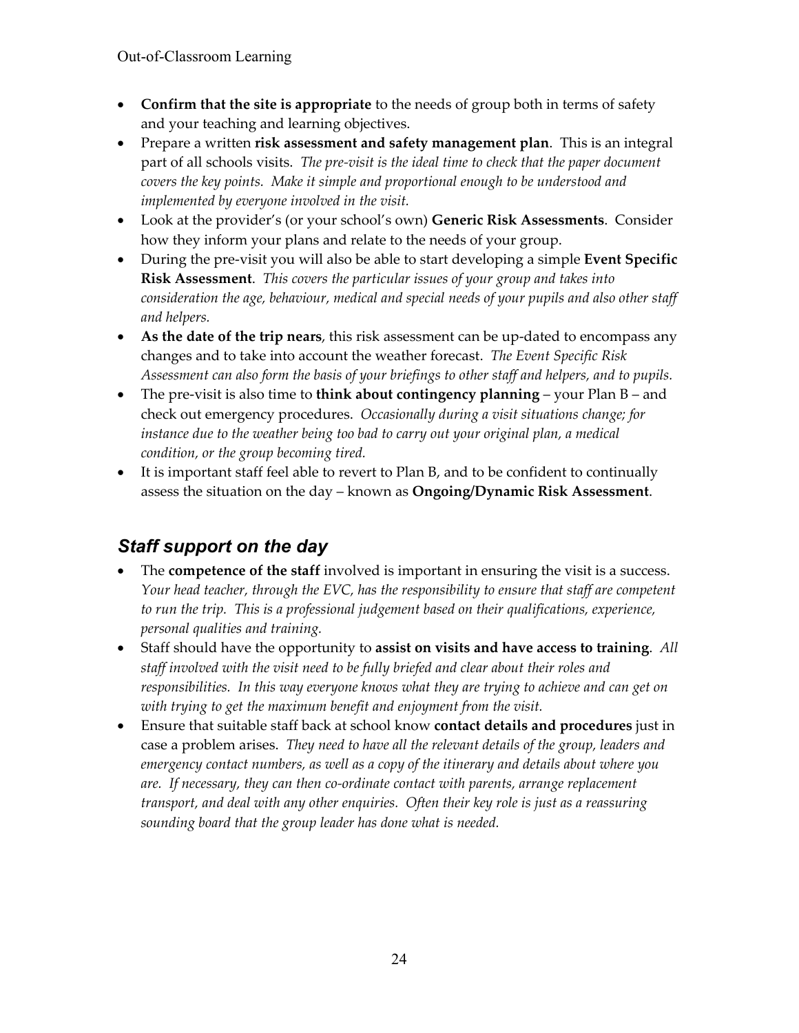- **Confirm that the site is appropriate** to the needs of group both in terms of safety and your teaching and learning objectives.
- Prepare a written **risk assessment and safety management plan**. This is an integral part of all schools visits. *The pre-visit is the ideal time to check that the paper document covers the key points. Make it simple and proportional enough to be understood and implemented by everyone involved in the visit.*
- Look at the provider's (or your school's own) **Generic Risk Assessments**. Consider how they inform your plans and relate to the needs of your group.
- During the pre-visit you will also be able to start developing a simple **Event Specific Risk Assessment**. *This covers the particular issues of your group and takes into consideration the age, behaviour, medical and special needs of your pupils and also other staff and helpers.*
- **As the date of the trip nears**, this risk assessment can be up-dated to encompass any changes and to take into account the weather forecast. *The Event Specific Risk Assessment can also form the basis of your briefings to other staff and helpers, and to pupils.*
- The pre-visit is also time to **think about contingency planning** – your Plan B – and check out emergency procedures. *Occasionally during a visit situations change; for instance due to the weather being too bad to carry out your original plan, a medical condition, or the group becoming tired.*
- It is important staff feel able to revert to Plan B, and to be confident to continually assess the situation on the day – known as **Ongoing/Dynamic Risk Assessment**.

## *Staff support on the day*

- The **competence of the staff** involved is important in ensuring the visit is a success. *Your head teacher, through the EVC, has the responsibility to ensure that staff are competent to run the trip. This is a professional judgement based on their qualifications, experience, personal qualities and training.*
- Staff should have the opportunity to **assist on visits and have access to training**. *All staff involved with the visit need to be fully briefed and clear about their roles and responsibilities. In this way everyone knows what they are trying to achieve and can get on with trying to get the maximum benefit and enjoyment from the visit.*
- Ensure that suitable staff back at school know **contact details and procedures** just in case a problem arises. *They need to have all the relevant details of the group, leaders and emergency contact numbers, as well as a copy of the itinerary and details about where you are. If necessary, they can then co-ordinate contact with parents, arrange replacement transport, and deal with any other enquiries. Often their key role is just as a reassuring sounding board that the group leader has done what is needed.*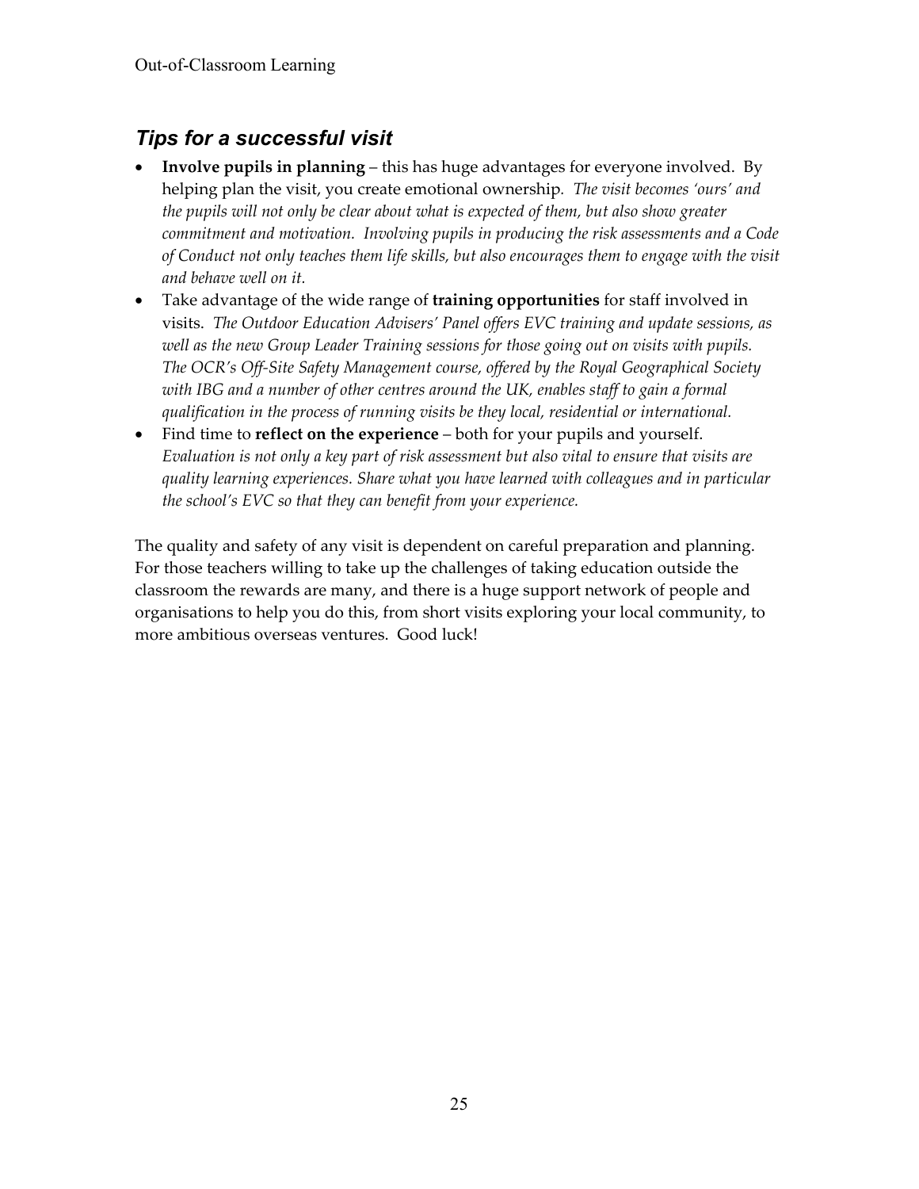## *Tips for a successful visit*

- **Involve pupils in planning** – this has huge advantages for everyone involved. By helping plan the visit, you create emotional ownership. *The visit becomes 'ours' and the pupils will not only be clear about what is expected of them, but also show greater commitment and motivation. Involving pupils in producing the risk assessments and a Code of Conduct not only teaches them life skills, but also encourages them to engage with the visit and behave well on it.*
- Take advantage of the wide range of **training opportunities** for staff involved in visits. *The Outdoor Education Advisers' Panel offers EVC training and update sessions, as well as the new Group Leader Training sessions for those going out on visits with pupils. The OCR's Off-Site Safety Management course, offered by the Royal Geographical Society with IBG and a number of other centres around the UK, enables staff to gain a formal qualification in the process of running visits be they local, residential or international.*
- Find time to **reflect on the experience** – both for your pupils and yourself. *Evaluation is not only a key part of risk assessment but also vital to ensure that visits are quality learning experiences. Share what you have learned with colleagues and in particular the school's EVC so that they can benefit from your experience.*

The quality and safety of any visit is dependent on careful preparation and planning. For those teachers willing to take up the challenges of taking education outside the classroom the rewards are many, and there is a huge support network of people and organisations to help you do this, from short visits exploring your local community, to more ambitious overseas ventures. Good luck!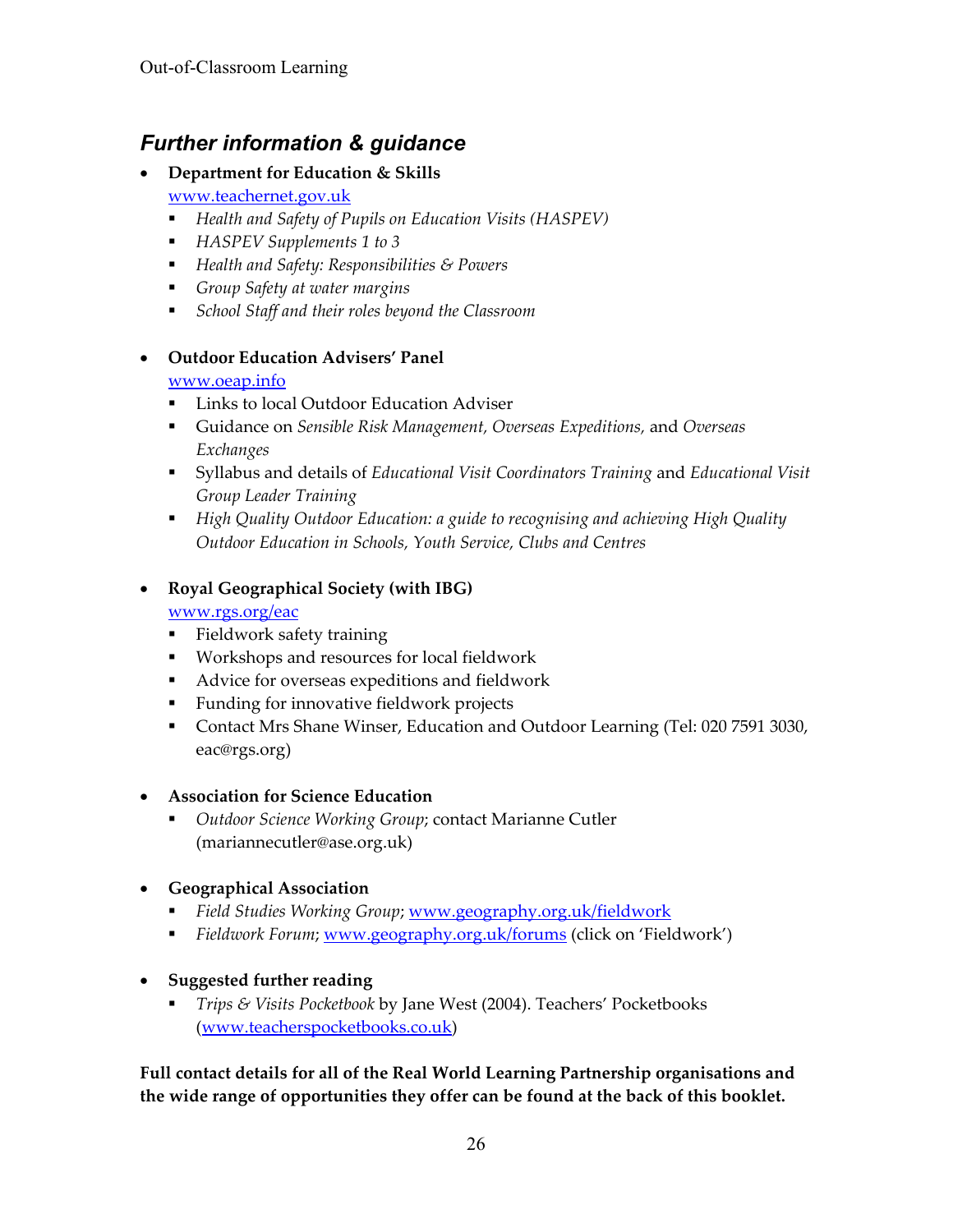## *Further information & guidance*

- **Department for Education & Skills**
  www.teachernet.gov.uk
  - *Health and Safety of Pupils on Education Visits (HASPEV)*
  - *HASPEV Supplements 1 to 3*
  - *Health and Safety: Responsibilities & Powers*
  - *Group Safety at water margins*
  - *School Staff and their roles beyond the Classroom*

- **Outdoor Education Advisers' Panel**
  www.oeap.info
  - Links to local Outdoor Education Adviser
  - Guidance on *Sensible Risk Management, Overseas Expeditions,* and *Overseas Exchanges*
  - Syllabus and details of *Educational Visit Coordinators Training* and *Educational Visit Group Leader Training*
  - *High Quality Outdoor Education: a guide to recognising and achieving High Quality Outdoor Education in Schools, Youth Service, Clubs and Centres*

- **Royal Geographical Society (with IBG)**
  www.rgs.org/eac
  - Fieldwork safety training
  - Workshops and resources for local fieldwork
  - Advice for overseas expeditions and fieldwork
  - Funding for innovative fieldwork projects
  - Contact Mrs Shane Winser, Education and Outdoor Learning (Tel: 020 7591 3030, eac@rgs.org)

- **Association for Science Education**
  - *Outdoor Science Working Group*; contact Marianne Cutler (mariannecutler@ase.org.uk)

- **Geographical Association**
  - *Field Studies Working Group*; www.geography.org.uk/fieldwork
  - *Fieldwork Forum*; www.geography.org.uk/forums (click on 'Fieldwork')

- **Suggested further reading**
  - *Trips & Visits Pocketbook* by Jane West (2004). Teachers' Pocketbooks (www.teacherspocketbooks.co.uk)

**Full contact details for all of the Real World Learning Partnership organisations and the wide range of opportunities they offer can be found at the back of this booklet.**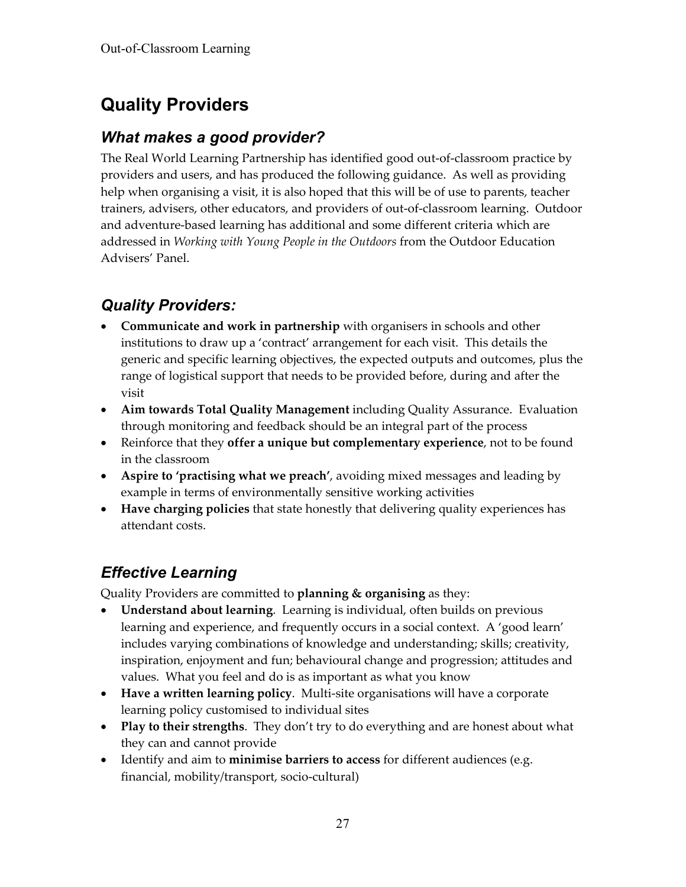# Quality Providers

## *What makes a good provider?*

The Real World Learning Partnership has identified good out-of-classroom practice by providers and users, and has produced the following guidance. As well as providing help when organising a visit, it is also hoped that this will be of use to parents, teacher trainers, advisers, other educators, and providers of out-of-classroom learning. Outdoor and adventure-based learning has additional and some different criteria which are addressed in *Working with Young People in the Outdoors* from the Outdoor Education Advisers' Panel.

## *Quality Providers:*

- **Communicate and work in partnership** with organisers in schools and other institutions to draw up a 'contract' arrangement for each visit. This details the generic and specific learning objectives, the expected outputs and outcomes, plus the range of logistical support that needs to be provided before, during and after the visit
- **Aim towards Total Quality Management** including Quality Assurance. Evaluation through monitoring and feedback should be an integral part of the process
- Reinforce that they **offer a unique but complementary experience**, not to be found in the classroom
- **Aspire to 'practising what we preach'**, avoiding mixed messages and leading by example in terms of environmentally sensitive working activities
- **Have charging policies** that state honestly that delivering quality experiences has attendant costs.

## *Effective Learning*

Quality Providers are committed to **planning & organising** as they:

- **Understand about learning**. Learning is individual, often builds on previous learning and experience, and frequently occurs in a social context. A 'good learn' includes varying combinations of knowledge and understanding; skills; creativity, inspiration, enjoyment and fun; behavioural change and progression; attitudes and values. What you feel and do is as important as what you know
- **Have a written learning policy**. Multi-site organisations will have a corporate learning policy customised to individual sites
- **Play to their strengths**. They don't try to do everything and are honest about what they can and cannot provide
- Identify and aim to **minimise barriers to access** for different audiences (e.g. financial, mobility/transport, socio-cultural)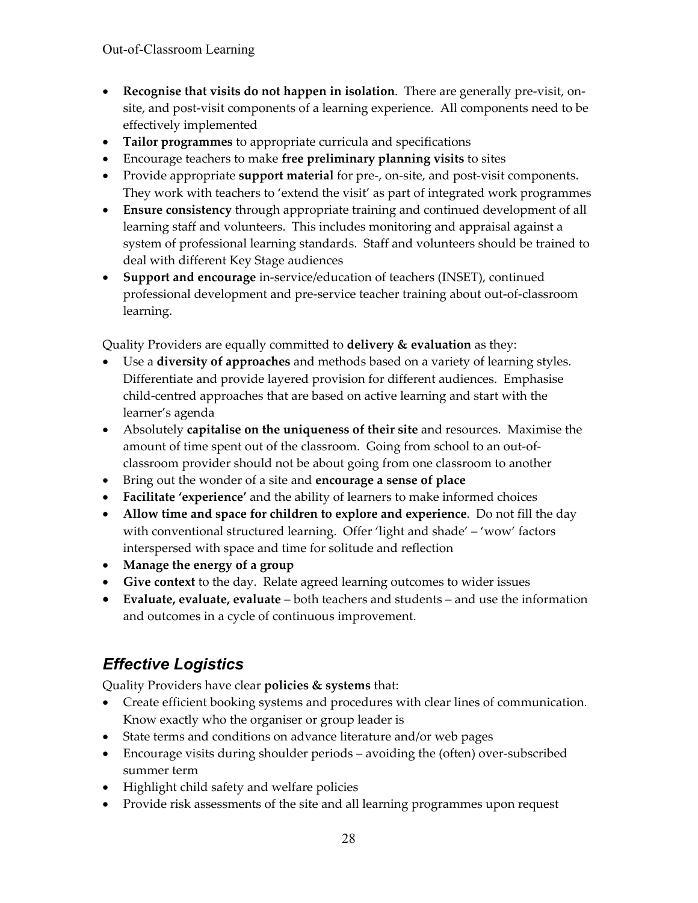- **Recognise that visits do not happen in isolation**. There are generally pre-visit, on-site, and post-visit components of a learning experience. All components need to be effectively implemented
- **Tailor programmes** to appropriate curricula and specifications
- Encourage teachers to make **free preliminary planning visits** to sites
- Provide appropriate **support material** for pre-, on-site, and post-visit components. They work with teachers to 'extend the visit' as part of integrated work programmes
- **Ensure consistency** through appropriate training and continued development of all learning staff and volunteers. This includes monitoring and appraisal against a system of professional learning standards. Staff and volunteers should be trained to deal with different Key Stage audiences
- **Support and encourage** in-service/education of teachers (INSET), continued professional development and pre-service teacher training about out-of-classroom learning.

Quality Providers are equally committed to **delivery & evaluation** as they:

- Use a **diversity of approaches** and methods based on a variety of learning styles. Differentiate and provide layered provision for different audiences. Emphasise child-centred approaches that are based on active learning and start with the learner's agenda
- Absolutely **capitalise on the uniqueness of their site** and resources. Maximise the amount of time spent out of the classroom. Going from school to an out-of-classroom provider should not be about going from one classroom to another
- Bring out the wonder of a site and **encourage a sense of place**
- **Facilitate 'experience'** and the ability of learners to make informed choices
- **Allow time and space for children to explore and experience**. Do not fill the day with conventional structured learning. Offer 'light and shade' – 'wow' factors interspersed with space and time for solitude and reflection
- **Manage the energy of a group**
- **Give context** to the day. Relate agreed learning outcomes to wider issues
- **Evaluate, evaluate, evaluate** – both teachers and students – and use the information and outcomes in a cycle of continuous improvement.

## *Effective Logistics*

Quality Providers have clear **policies & systems** that:

- Create efficient booking systems and procedures with clear lines of communication. Know exactly who the organiser or group leader is
- State terms and conditions on advance literature and/or web pages
- Encourage visits during shoulder periods – avoiding the (often) over-subscribed summer term
- Highlight child safety and welfare policies
- Provide risk assessments of the site and all learning programmes upon request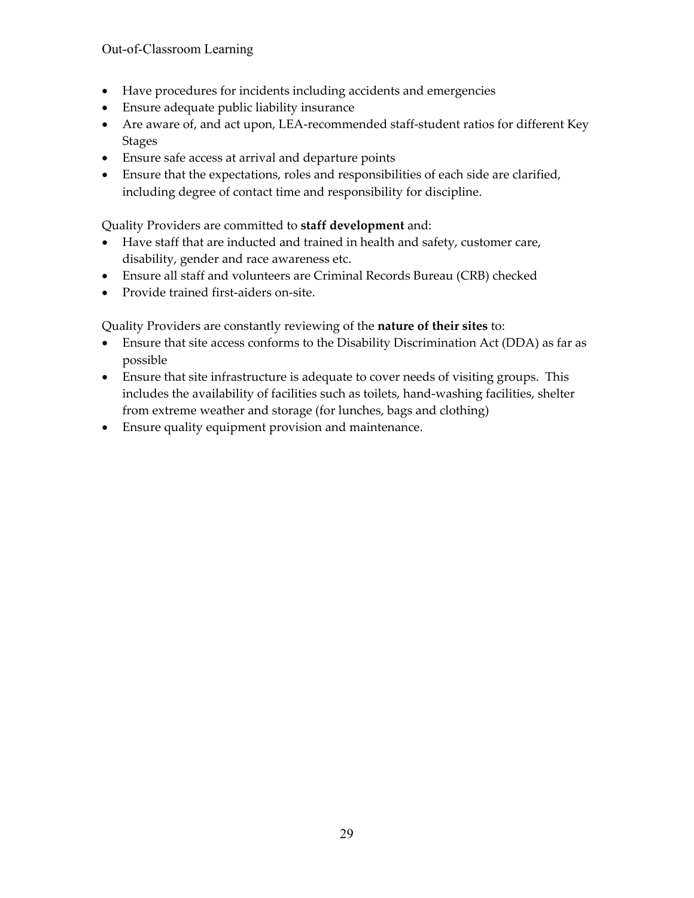- Have procedures for incidents including accidents and emergencies
- Ensure adequate public liability insurance
- Are aware of, and act upon, LEA-recommended staff-student ratios for different Key Stages
- Ensure safe access at arrival and departure points
- Ensure that the expectations, roles and responsibilities of each side are clarified, including degree of contact time and responsibility for discipline.

Quality Providers are committed to **staff development** and:

- Have staff that are inducted and trained in health and safety, customer care, disability, gender and race awareness etc.
- Ensure all staff and volunteers are Criminal Records Bureau (CRB) checked
- Provide trained first-aiders on-site.

Quality Providers are constantly reviewing of the **nature of their sites** to:

- Ensure that site access conforms to the Disability Discrimination Act (DDA) as far as possible
- Ensure that site infrastructure is adequate to cover needs of visiting groups. This includes the availability of facilities such as toilets, hand-washing facilities, shelter from extreme weather and storage (for lunches, bags and clothing)
- Ensure quality equipment provision and maintenance.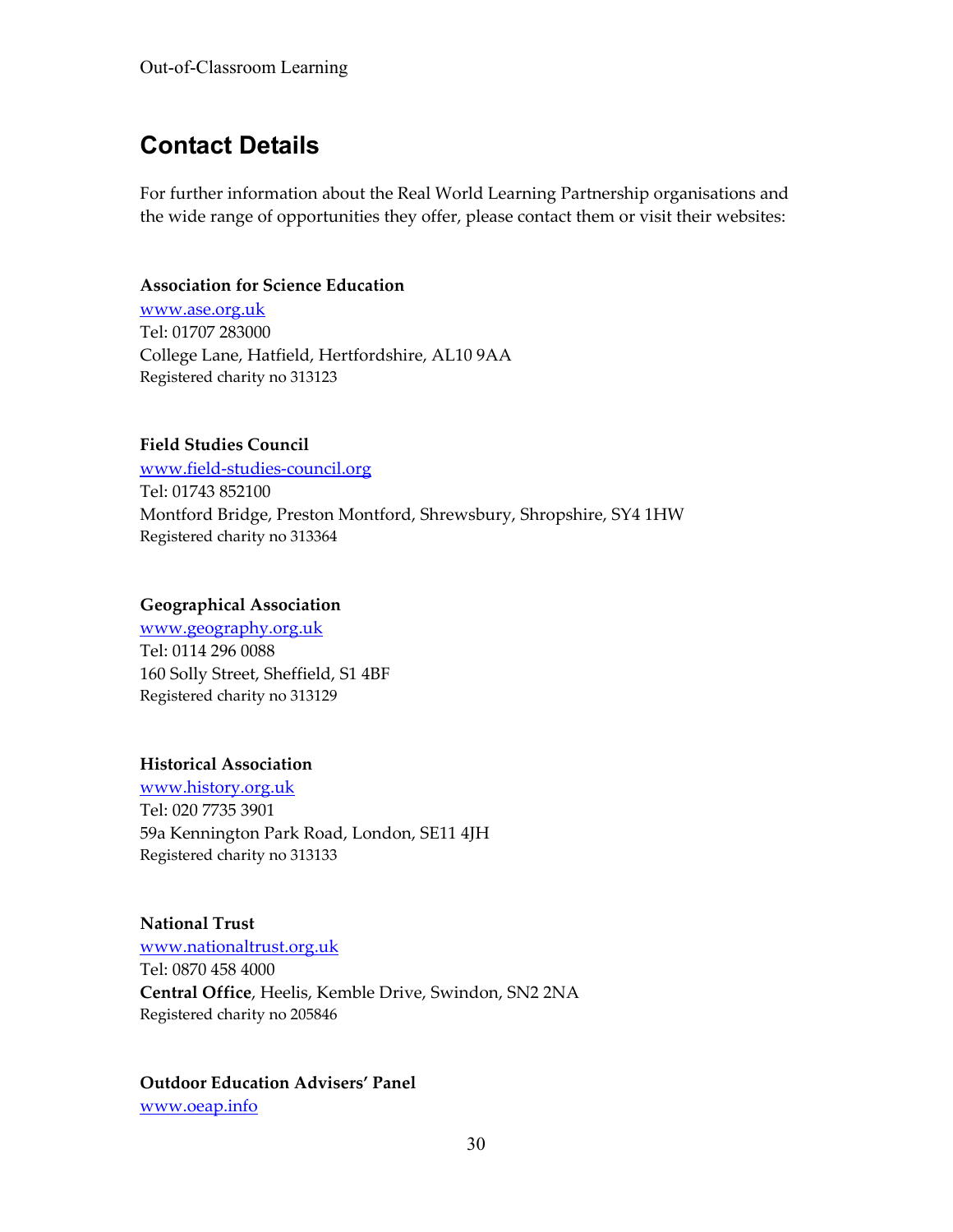## Contact Details

For further information about the Real World Learning Partnership organisations and the wide range of opportunities they offer, please contact them or visit their websites:

**Association for Science Education**
www.ase.org.uk
Tel: 01707 283000
College Lane, Hatfield, Hertfordshire, AL10 9AA
Registered charity no 313123

**Field Studies Council**
www.field-studies-council.org
Tel: 01743 852100
Montford Bridge, Preston Montford, Shrewsbury, Shropshire, SY4 1HW
Registered charity no 313364

**Geographical Association**
www.geography.org.uk
Tel: 0114 296 0088
160 Solly Street, Sheffield, S1 4BF
Registered charity no 313129

**Historical Association**
www.history.org.uk
Tel: 020 7735 3901
59a Kennington Park Road, London, SE11 4JH
Registered charity no 313133

**National Trust**
www.nationaltrust.org.uk
Tel: 0870 458 4000
**Central Office**, Heelis, Kemble Drive, Swindon, SN2 2NA
Registered charity no 205846

**Outdoor Education Advisers' Panel**
www.oeap.info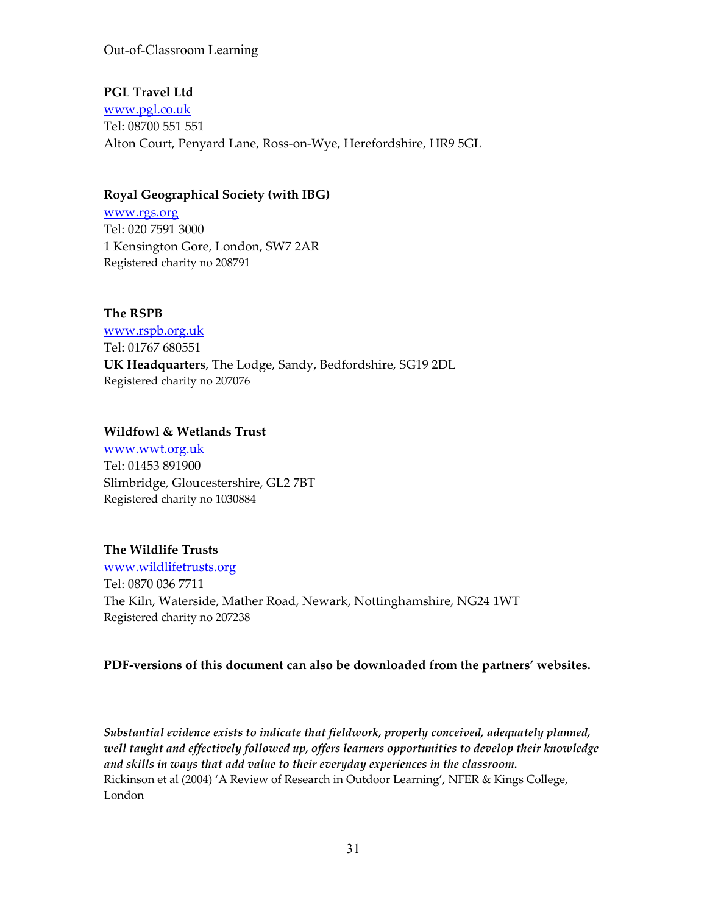**PGL Travel Ltd**
www.pgl.co.uk
Tel: 08700 551 551
Alton Court, Penyard Lane, Ross-on-Wye, Herefordshire, HR9 5GL

**Royal Geographical Society (with IBG)**
www.rgs.org
Tel: 020 7591 3000
1 Kensington Gore, London, SW7 2AR
Registered charity no 208791

**The RSPB**
www.rspb.org.uk
Tel: 01767 680551
**UK Headquarters**, The Lodge, Sandy, Bedfordshire, SG19 2DL
Registered charity no 207076

**Wildfowl & Wetlands Trust**
www.wwt.org.uk
Tel: 01453 891900
Slimbridge, Gloucestershire, GL2 7BT
Registered charity no 1030884

**The Wildlife Trusts**
www.wildlifetrusts.org
Tel: 0870 036 7711
The Kiln, Waterside, Mather Road, Newark, Nottinghamshire, NG24 1WT
Registered charity no 207238

**PDF-versions of this document can also be downloaded from the partners' websites.**

***Substantial evidence exists to indicate that fieldwork, properly conceived, adequately planned, well taught and effectively followed up, offers learners opportunities to develop their knowledge and skills in ways that add value to their everyday experiences in the classroom.***
Rickinson et al (2004) 'A Review of Research in Outdoor Learning', NFER & Kings College, London